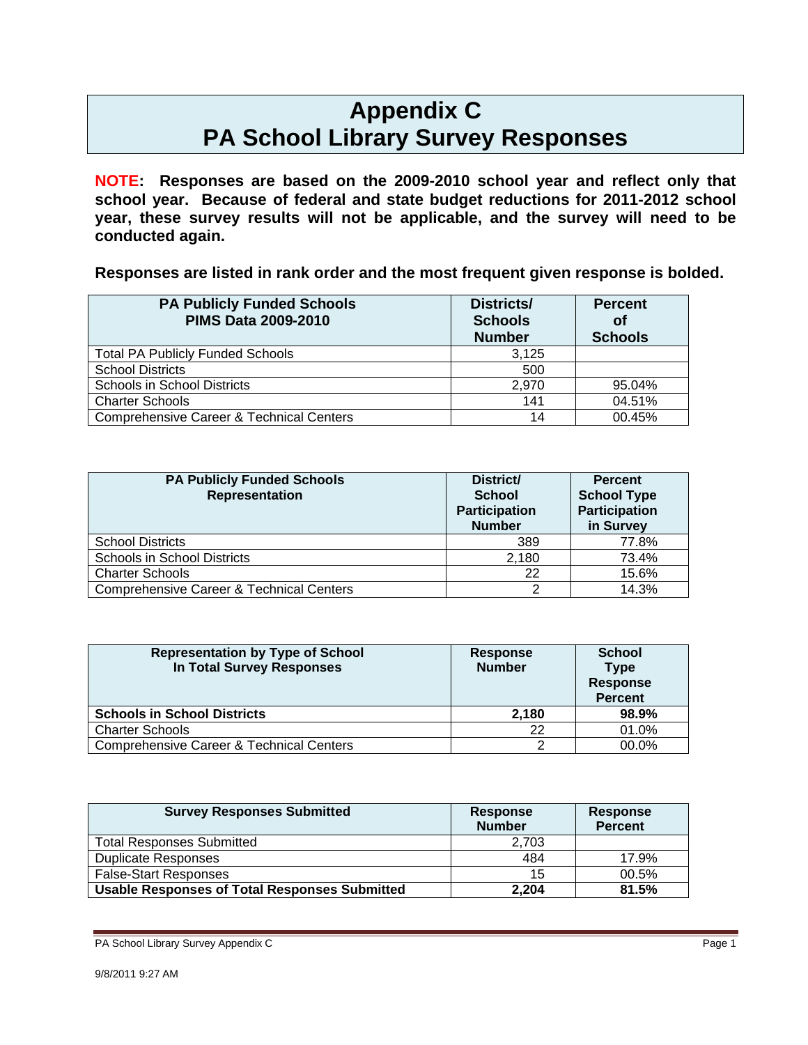# Appendix C
# PA School Library Survey Responses

**NOTE: Responses are based on the 2009-2010 school year and reflect only that school year. Because of federal and state budget reductions for 2011-2012 school year, these survey results will not be applicable, and the survey will need to be conducted again.**

**Responses are listed in rank order and the most frequent given response is bolded.**

| PA Publicly Funded Schools PIMS Data 2009-2010 | Districts/ Schools Number | Percent of Schools |
|---|---|---|
| Total PA Publicly Funded Schools | 3,125 | |
| School Districts | 500 | |
| Schools in School Districts | 2,970 | 95.04% |
| Charter Schools | 141 | 04.51% |
| Comprehensive Career & Technical Centers | 14 | 00.45% |

| PA Publicly Funded Schools Representation | District/ School Participation Number | Percent School Type Participation in Survey |
|---|---|---|
| School Districts | 389 | 77.8% |
| Schools in School Districts | 2,180 | 73.4% |
| Charter Schools | 22 | 15.6% |
| Comprehensive Career & Technical Centers | 2 | 14.3% |

| Representation by Type of School In Total Survey Responses | Response Number | School Type Response Percent |
|---|---|---|
| **Schools in School Districts** | **2,180** | **98.9%** |
| Charter Schools | 22 | 01.0% |
| Comprehensive Career & Technical Centers | 2 | 00.0% |

| Survey Responses Submitted | Response Number | Response Percent |
|---|---|---|
| Total Responses Submitted | 2,703 | |
| Duplicate Responses | 484 | 17.9% |
| False-Start Responses | 15 | 00.5% |
| **Usable Responses of Total Responses Submitted** | **2,204** | **81.5%** |

9/8/2011 9:27 AM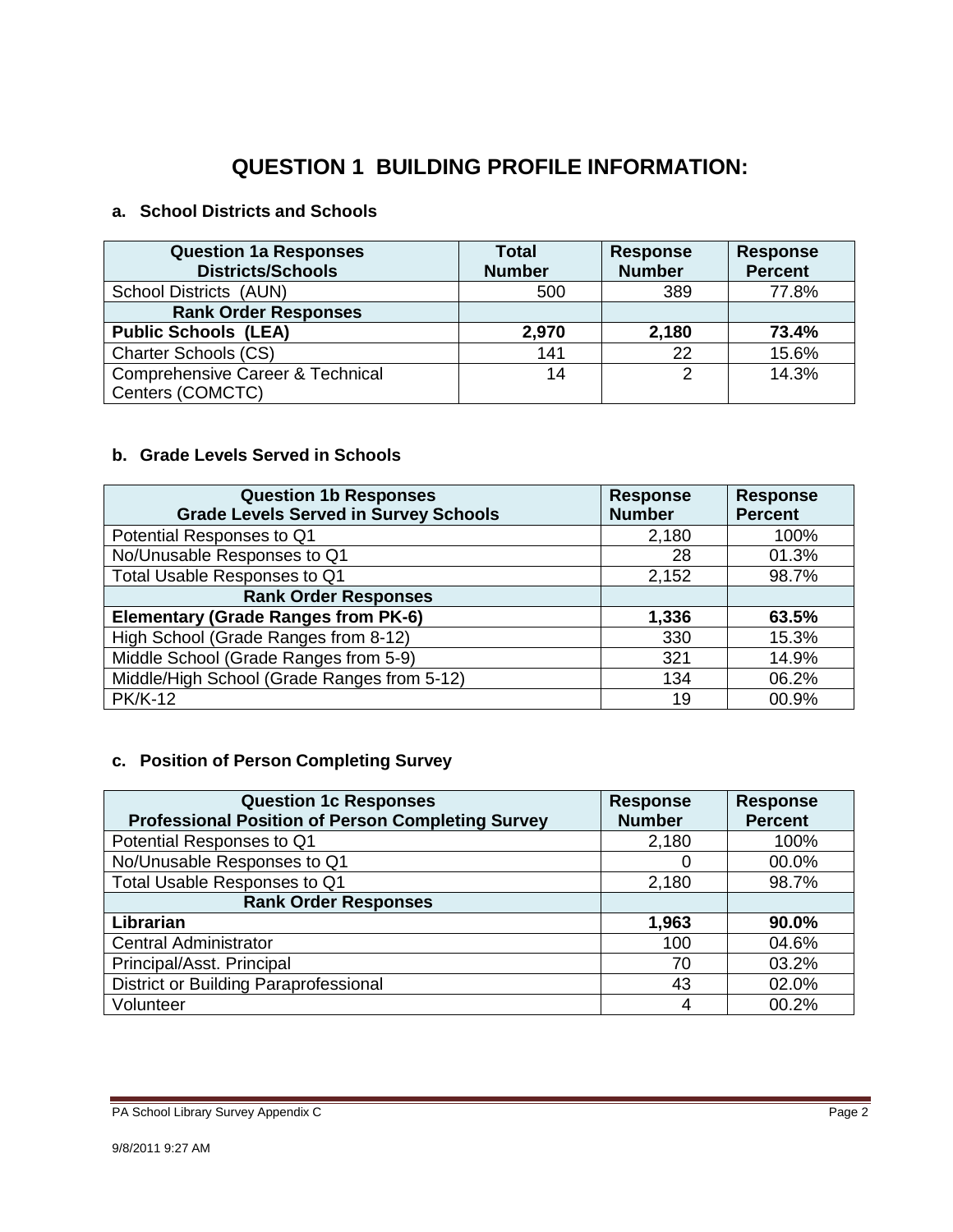# QUESTION 1 BUILDING PROFILE INFORMATION:

## a. School Districts and Schools

| Question 1a Responses Districts/Schools | Total Number | Response Number | Response Percent |
|---|---|---|---|
| School Districts (AUN) | 500 | 389 | 77.8% |
| **Rank Order Responses** | | | |
| **Public Schools (LEA)** | **2,970** | **2,180** | **73.4%** |
| Charter Schools (CS) | 141 | 22 | 15.6% |
| Comprehensive Career & Technical Centers (COMCTC) | 14 | 2 | 14.3% |

## b. Grade Levels Served in Schools

| Question 1b Responses Grade Levels Served in Survey Schools | Response Number | Response Percent |
|---|---|---|
| Potential Responses to Q1 | 2,180 | 100% |
| No/Unusable Responses to Q1 | 28 | 01.3% |
| Total Usable Responses to Q1 | 2,152 | 98.7% |
| **Rank Order Responses** | | |
| **Elementary (Grade Ranges from PK-6)** | **1,336** | **63.5%** |
| High School (Grade Ranges from 8-12) | 330 | 15.3% |
| Middle School (Grade Ranges from 5-9) | 321 | 14.9% |
| Middle/High School (Grade Ranges from 5-12) | 134 | 06.2% |
| PK/K-12 | 19 | 00.9% |

## c. Position of Person Completing Survey

| Question 1c Responses Professional Position of Person Completing Survey | Response Number | Response Percent |
|---|---|---|
| Potential Responses to Q1 | 2,180 | 100% |
| No/Unusable Responses to Q1 | 0 | 00.0% |
| Total Usable Responses to Q1 | 2,180 | 98.7% |
| **Rank Order Responses** | | |
| **Librarian** | **1,963** | **90.0%** |
| Central Administrator | 100 | 04.6% |
| Principal/Asst. Principal | 70 | 03.2% |
| District or Building Paraprofessional | 43 | 02.0% |
| Volunteer | 4 | 00.2% |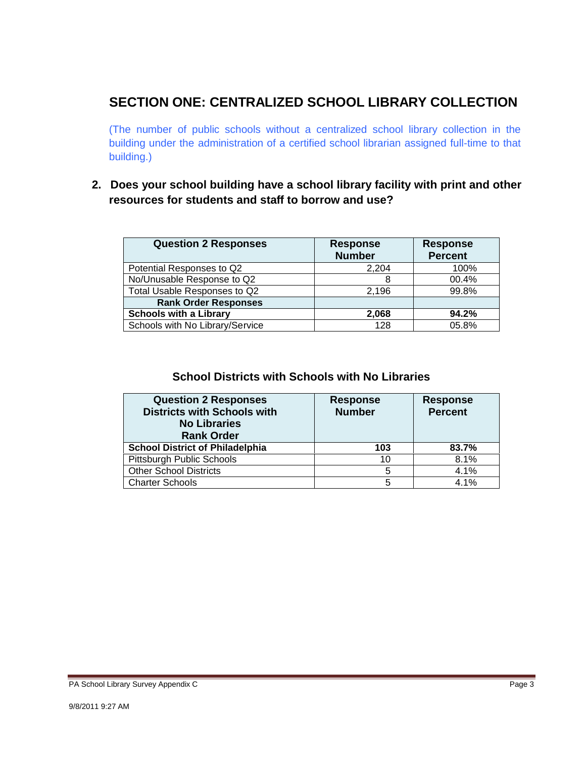## SECTION ONE: CENTRALIZED SCHOOL LIBRARY COLLECTION

(The number of public schools without a centralized school library collection in the building under the administration of a certified school librarian assigned full-time to that building.)

### 2. Does your school building have a school library facility with print and other resources for students and staff to borrow and use?

| Question 2 Responses | Response Number | Response Percent |
|---|---|---|
| Potential Responses to Q2 | 2,204 | 100% |
| No/Unusable Response to Q2 | 8 | 00.4% |
| Total Usable Responses to Q2 | 2,196 | 99.8% |
| **Rank Order Responses** | | |
| **Schools with a Library** | **2,068** | **94.2%** |
| Schools with No Library/Service | 128 | 05.8% |

### School Districts with Schools with No Libraries

| Question 2 Responses Districts with Schools with No Libraries Rank Order | Response Number | Response Percent |
|---|---|---|
| **School District of Philadelphia** | **103** | **83.7%** |
| Pittsburgh Public Schools | 10 | 8.1% |
| Other School Districts | 5 | 4.1% |
| Charter Schools | 5 | 4.1% |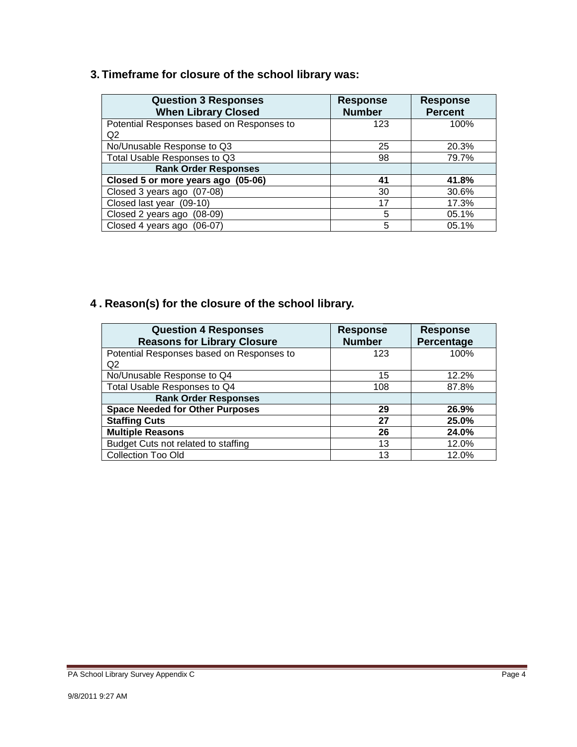## 3. Timeframe for closure of the school library was:

| Question 3 Responses<br>When Library Closed | Response Number | Response Percent |
|---|---|---|
| Potential Responses based on Responses to Q2 | 123 | 100% |
| No/Unusable Response to Q3 | 25 | 20.3% |
| Total Usable Responses to Q3 | 98 | 79.7% |
| **Rank Order Responses** | | |
| **Closed 5 or more years ago (05-06)** | **41** | **41.8%** |
| Closed 3 years ago (07-08) | 30 | 30.6% |
| Closed last year (09-10) | 17 | 17.3% |
| Closed 2 years ago (08-09) | 5 | 05.1% |
| Closed 4 years ago (06-07) | 5 | 05.1% |

## 4 . Reason(s) for the closure of the school library.

| Question 4 Responses<br>Reasons for Library Closure | Response Number | Response Percentage |
|---|---|---|
| Potential Responses based on Responses to Q2 | 123 | 100% |
| No/Unusable Response to Q4 | 15 | 12.2% |
| Total Usable Responses to Q4 | 108 | 87.8% |
| **Rank Order Responses** | | |
| **Space Needed for Other Purposes** | **29** | **26.9%** |
| **Staffing Cuts** | **27** | **25.0%** |
| **Multiple Reasons** | **26** | **24.0%** |
| Budget Cuts not related to staffing | 13 | 12.0% |
| Collection Too Old | 13 | 12.0% |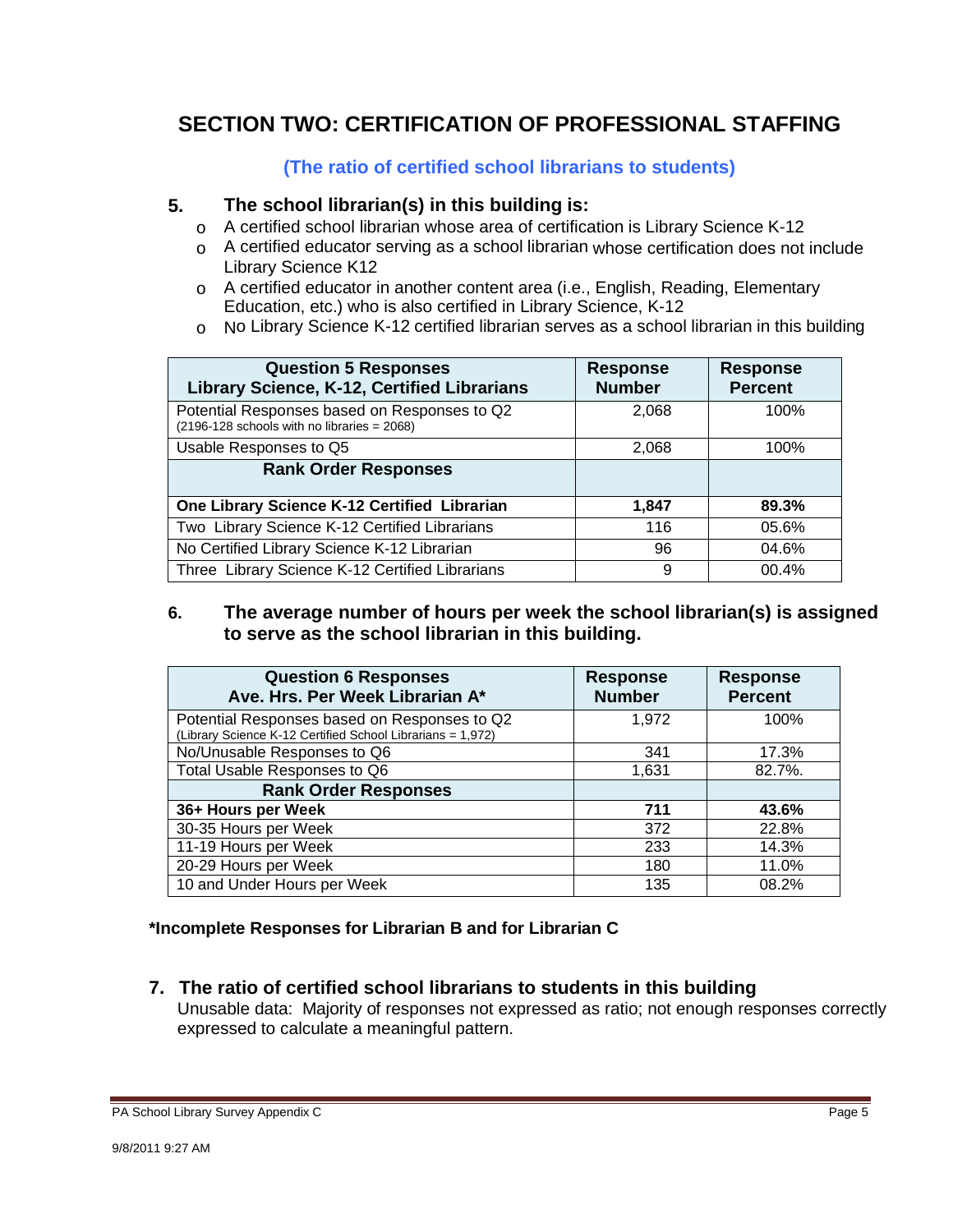## SECTION TWO: CERTIFICATION OF PROFESSIONAL STAFFING

**(The ratio of certified school librarians to students)**

### 5. The school librarian(s) in this building is:

- A certified school librarian whose area of certification is Library Science K-12
- A certified educator serving as a school librarian whose certification does not include Library Science K12
- A certified educator in another content area (i.e., English, Reading, Elementary Education, etc.) who is also certified in Library Science, K-12
- No Library Science K-12 certified librarian serves as a school librarian in this building

| Question 5 Responses Library Science, K-12, Certified Librarians | Response Number | Response Percent |
|---|---|---|
| Potential Responses based on Responses to Q2 (2196-128 schools with no libraries = 2068) | 2,068 | 100% |
| Usable Responses to Q5 | 2,068 | 100% |
| **Rank Order Responses** | | |
| **One Library Science K-12 Certified Librarian** | **1,847** | **89.3%** |
| Two Library Science K-12 Certified Librarians | 116 | 05.6% |
| No Certified Library Science K-12 Librarian | 96 | 04.6% |
| Three Library Science K-12 Certified Librarians | 9 | 00.4% |

### 6. The average number of hours per week the school librarian(s) is assigned to serve as the school librarian in this building.

| Question 6 Responses Ave. Hrs. Per Week Librarian A* | Response Number | Response Percent |
|---|---|---|
| Potential Responses based on Responses to Q2 (Library Science K-12 Certified School Librarians = 1,972) | 1,972 | 100% |
| No/Unusable Responses to Q6 | 341 | 17.3% |
| Total Usable Responses to Q6 | 1,631 | 82.7%. |
| **Rank Order Responses** | | |
| **36+ Hours per Week** | **711** | **43.6%** |
| 30-35 Hours per Week | 372 | 22.8% |
| 11-19 Hours per Week | 233 | 14.3% |
| 20-29 Hours per Week | 180 | 11.0% |
| 10 and Under Hours per Week | 135 | 08.2% |

***Incomplete Responses for Librarian B and for Librarian C**

### 7. The ratio of certified school librarians to students in this building

Unusable data: Majority of responses not expressed as ratio; not enough responses correctly expressed to calculate a meaningful pattern.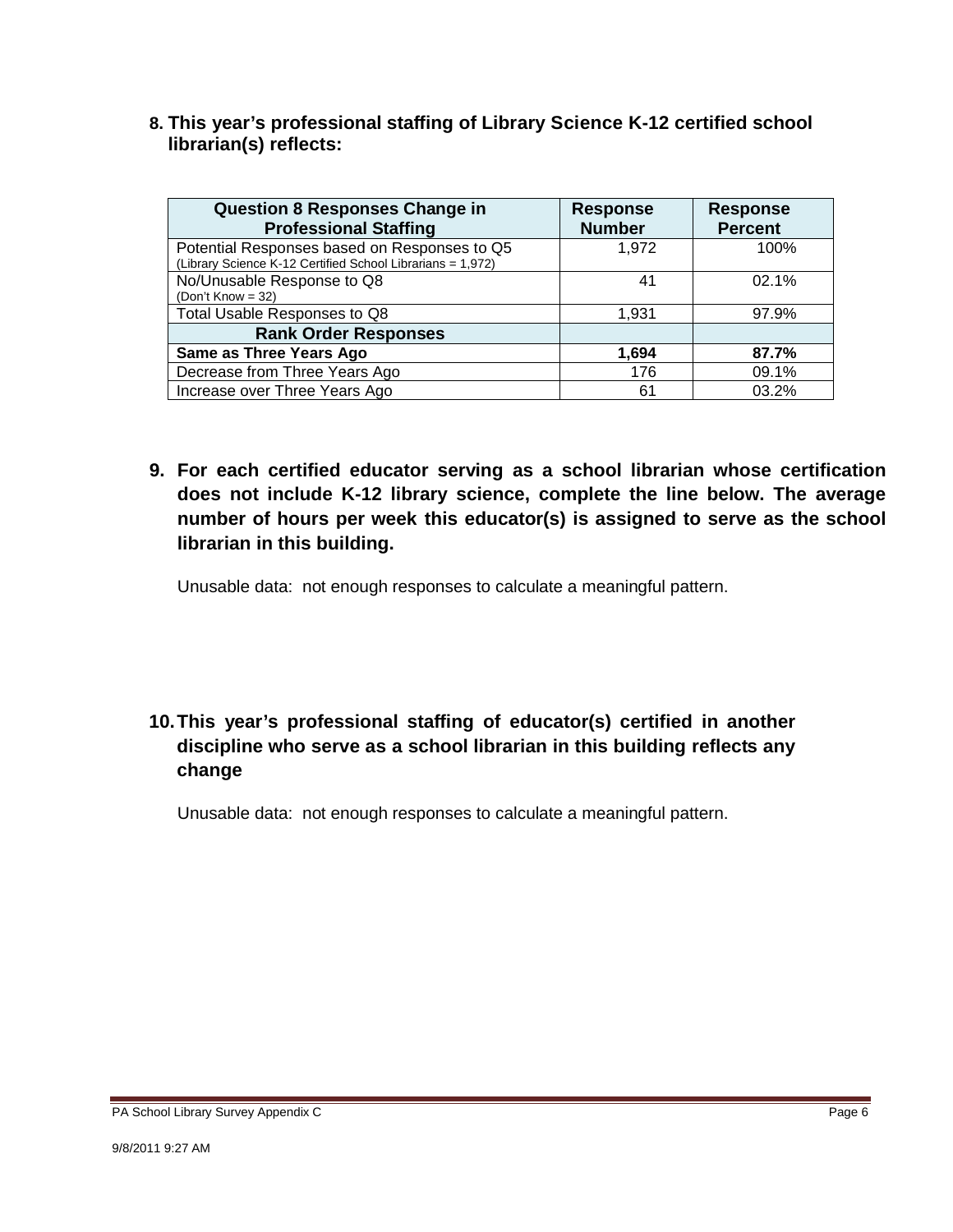**8. This year's professional staffing of Library Science K-12 certified school librarian(s) reflects:**

| Question 8 Responses Change in Professional Staffing | Response Number | Response Percent |
|---|---|---|
| Potential Responses based on Responses to Q5 (Library Science K-12 Certified School Librarians = 1,972) | 1,972 | 100% |
| No/Unusable Response to Q8 (Don't Know = 32) | 41 | 02.1% |
| Total Usable Responses to Q8 | 1,931 | 97.9% |
| **Rank Order Responses** | | |
| **Same as Three Years Ago** | **1,694** | **87.7%** |
| Decrease from Three Years Ago | 176 | 09.1% |
| Increase over Three Years Ago | 61 | 03.2% |

**9. For each certified educator serving as a school librarian whose certification does not include K-12 library science, complete the line below. The average number of hours per week this educator(s) is assigned to serve as the school librarian in this building.**

Unusable data: not enough responses to calculate a meaningful pattern.

**10. This year's professional staffing of educator(s) certified in another discipline who serve as a school librarian in this building reflects any change**

Unusable data: not enough responses to calculate a meaningful pattern.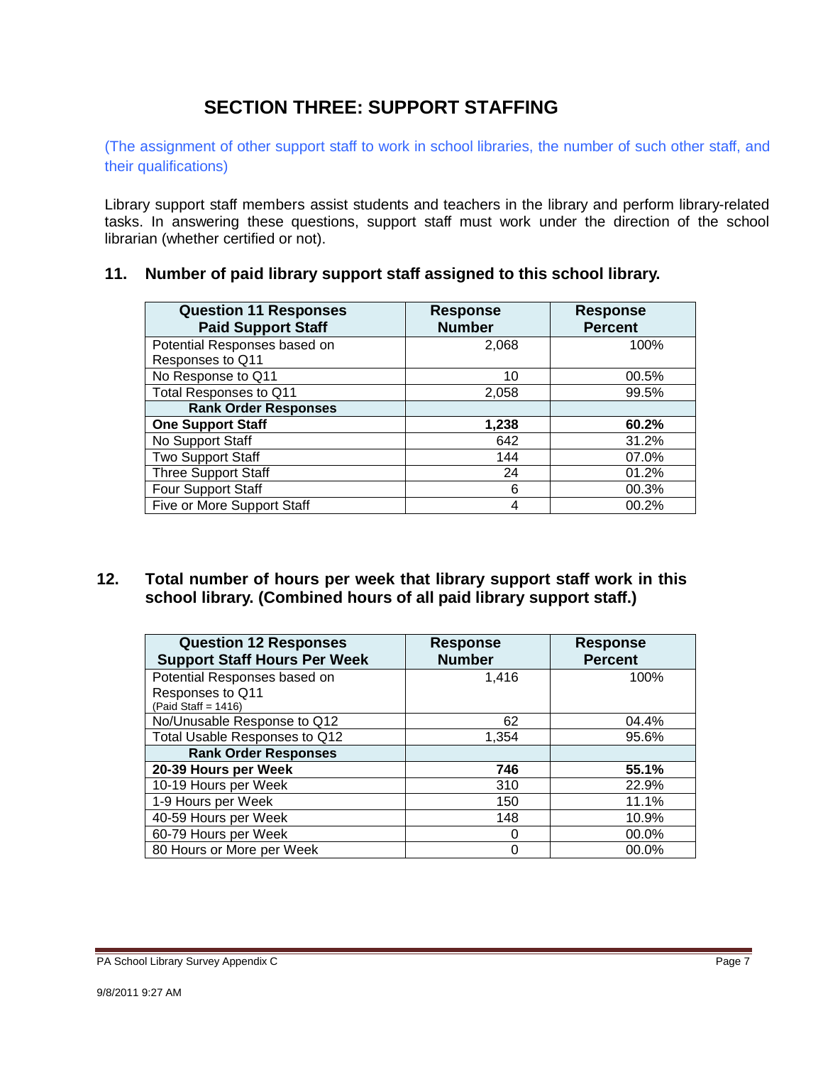# SECTION THREE: SUPPORT STAFFING

(The assignment of other support staff to work in school libraries, the number of such other staff, and their qualifications)

Library support staff members assist students and teachers in the library and perform library-related tasks. In answering these questions, support staff must work under the direction of the school librarian (whether certified or not).

## 11. Number of paid library support staff assigned to this school library.

| Question 11 Responses Paid Support Staff | Response Number | Response Percent |
|---|---|---|
| Potential Responses based on Responses to Q11 | 2,068 | 100% |
| No Response to Q11 | 10 | 00.5% |
| Total Responses to Q11 | 2,058 | 99.5% |
| **Rank Order Responses** | | |
| **One Support Staff** | **1,238** | **60.2%** |
| No Support Staff | 642 | 31.2% |
| Two Support Staff | 144 | 07.0% |
| Three Support Staff | 24 | 01.2% |
| Four Support Staff | 6 | 00.3% |
| Five or More Support Staff | 4 | 00.2% |

## 12. Total number of hours per week that library support staff work in this school library. (Combined hours of all paid library support staff.)

| Question 12 Responses Support Staff Hours Per Week | Response Number | Response Percent |
|---|---|---|
| Potential Responses based on Responses to Q11 (Paid Staff = 1416) | 1,416 | 100% |
| No/Unusable Response to Q12 | 62 | 04.4% |
| Total Usable Responses to Q12 | 1,354 | 95.6% |
| **Rank Order Responses** | | |
| **20-39 Hours per Week** | **746** | **55.1%** |
| 10-19 Hours per Week | 310 | 22.9% |
| 1-9 Hours per Week | 150 | 11.1% |
| 40-59 Hours per Week | 148 | 10.9% |
| 60-79 Hours per Week | 0 | 00.0% |
| 80 Hours or More per Week | 0 | 00.0% |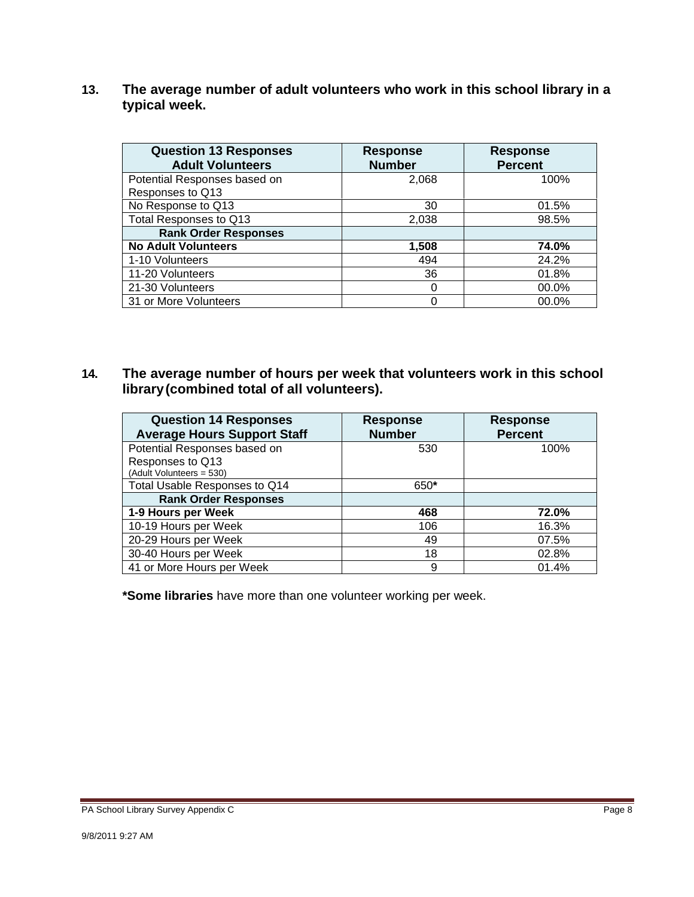**13. The average number of adult volunteers who work in this school library in a typical week.**

| Question 13 Responses Adult Volunteers | Response Number | Response Percent |
|---|---|---|
| Potential Responses based on Responses to Q13 | 2,068 | 100% |
| No Response to Q13 | 30 | 01.5% |
| Total Responses to Q13 | 2,038 | 98.5% |
| **Rank Order Responses** | | |
| **No Adult Volunteers** | **1,508** | **74.0%** |
| 1-10 Volunteers | 494 | 24.2% |
| 11-20 Volunteers | 36 | 01.8% |
| 21-30 Volunteers | 0 | 00.0% |
| 31 or More Volunteers | 0 | 00.0% |

**14. The average number of hours per week that volunteers work in this school library (combined total of all volunteers).**

| Question 14 Responses Average Hours Support Staff | Response Number | Response Percent |
|---|---|---|
| Potential Responses based on Responses to Q13 (Adult Volunteers = 530) | 530 | 100% |
| Total Usable Responses to Q14 | 650* | |
| **Rank Order Responses** | | |
| **1-9 Hours per Week** | **468** | **72.0%** |
| 10-19 Hours per Week | 106 | 16.3% |
| 20-29 Hours per Week | 49 | 07.5% |
| 30-40 Hours per Week | 18 | 02.8% |
| 41 or More Hours per Week | 9 | 01.4% |

***Some libraries** have more than one volunteer working per week.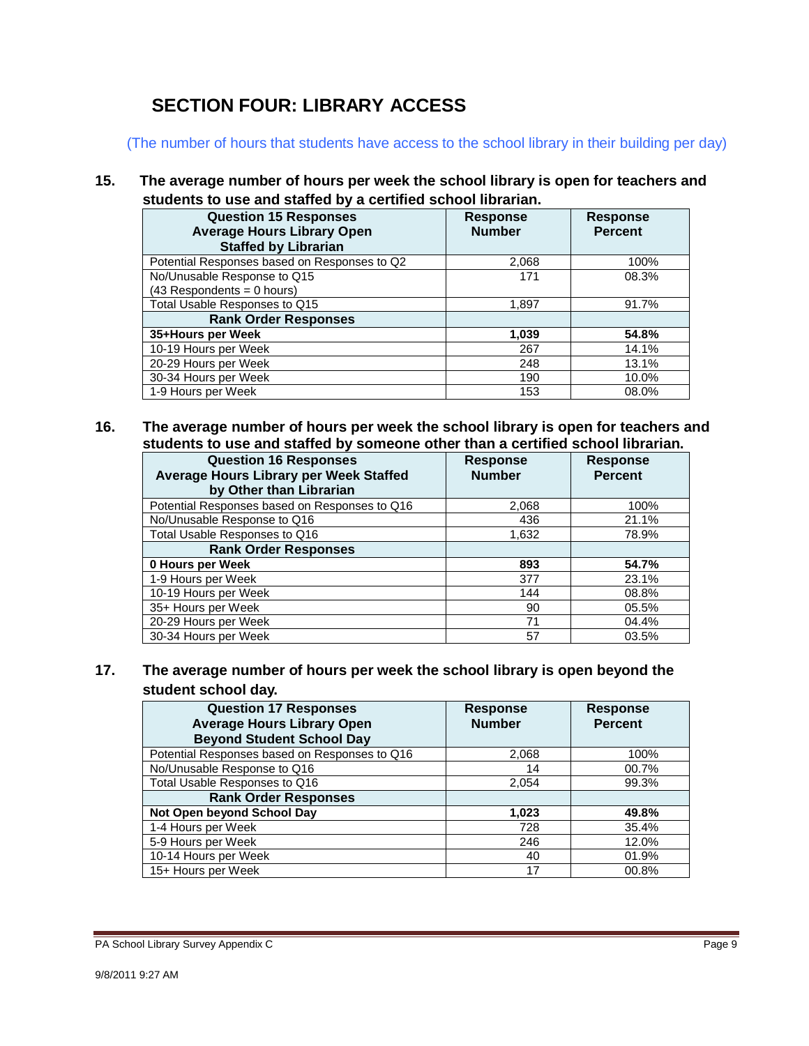# SECTION FOUR: LIBRARY ACCESS

(The number of hours that students have access to the school library in their building per day)

**15. The average number of hours per week the school library is open for teachers and students to use and staffed by a certified school librarian.**

| Question 15 Responses Average Hours Library Open Staffed by Librarian | Response Number | Response Percent |
|---|---|---|
| Potential Responses based on Responses to Q2 | 2,068 | 100% |
| No/Unusable Response to Q15 (43 Respondents = 0 hours) | 171 | 08.3% |
| Total Usable Responses to Q15 | 1,897 | 91.7% |
| **Rank Order Responses** | | |
| **35+Hours per Week** | **1,039** | **54.8%** |
| 10-19 Hours per Week | 267 | 14.1% |
| 20-29 Hours per Week | 248 | 13.1% |
| 30-34 Hours per Week | 190 | 10.0% |
| 1-9 Hours per Week | 153 | 08.0% |

**16. The average number of hours per week the school library is open for teachers and students to use and staffed by someone other than a certified school librarian.**

| Question 16 Responses Average Hours Library per Week Staffed by Other than Librarian | Response Number | Response Percent |
|---|---|---|
| Potential Responses based on Responses to Q16 | 2,068 | 100% |
| No/Unusable Response to Q16 | 436 | 21.1% |
| Total Usable Responses to Q16 | 1,632 | 78.9% |
| **Rank Order Responses** | | |
| **0 Hours per Week** | **893** | **54.7%** |
| 1-9 Hours per Week | 377 | 23.1% |
| 10-19 Hours per Week | 144 | 08.8% |
| 35+ Hours per Week | 90 | 05.5% |
| 20-29 Hours per Week | 71 | 04.4% |
| 30-34 Hours per Week | 57 | 03.5% |

**17. The average number of hours per week the school library is open beyond the student school day.**

| Question 17 Responses Average Hours Library Open Beyond Student School Day | Response Number | Response Percent |
|---|---|---|
| Potential Responses based on Responses to Q16 | 2,068 | 100% |
| No/Unusable Response to Q16 | 14 | 00.7% |
| Total Usable Responses to Q16 | 2,054 | 99.3% |
| **Rank Order Responses** | | |
| **Not Open beyond School Day** | **1,023** | **49.8%** |
| 1-4 Hours per Week | 728 | 35.4% |
| 5-9 Hours per Week | 246 | 12.0% |
| 10-14 Hours per Week | 40 | 01.9% |
| 15+ Hours per Week | 17 | 00.8% |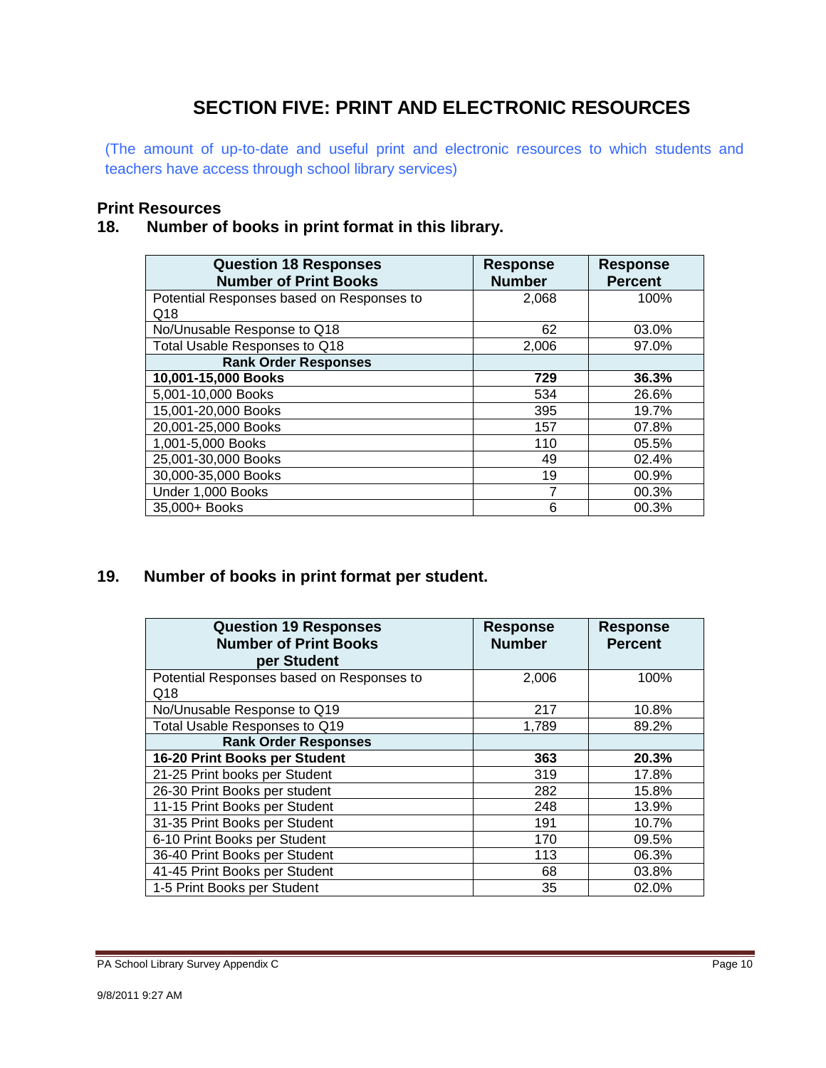# SECTION FIVE: PRINT AND ELECTRONIC RESOURCES

(The amount of up-to-date and useful print and electronic resources to which students and teachers have access through school library services)

## Print Resources

### 18. Number of books in print format in this library.

| Question 18 Responses Number of Print Books | Response Number | Response Percent |
|---|---|---|
| Potential Responses based on Responses to Q18 | 2,068 | 100% |
| No/Unusable Response to Q18 | 62 | 03.0% |
| Total Usable Responses to Q18 | 2,006 | 97.0% |
| **Rank Order Responses** | | |
| **10,001-15,000 Books** | **729** | **36.3%** |
| 5,001-10,000 Books | 534 | 26.6% |
| 15,001-20,000 Books | 395 | 19.7% |
| 20,001-25,000 Books | 157 | 07.8% |
| 1,001-5,000 Books | 110 | 05.5% |
| 25,001-30,000 Books | 49 | 02.4% |
| 30,000-35,000 Books | 19 | 00.9% |
| Under 1,000 Books | 7 | 00.3% |
| 35,000+ Books | 6 | 00.3% |

### 19. Number of books in print format per student.

| Question 19 Responses Number of Print Books per Student | Response Number | Response Percent |
|---|---|---|
| Potential Responses based on Responses to Q18 | 2,006 | 100% |
| No/Unusable Response to Q19 | 217 | 10.8% |
| Total Usable Responses to Q19 | 1,789 | 89.2% |
| **Rank Order Responses** | | |
| **16-20 Print Books per Student** | **363** | **20.3%** |
| 21-25 Print books per Student | 319 | 17.8% |
| 26-30 Print Books per student | 282 | 15.8% |
| 11-15 Print Books per Student | 248 | 13.9% |
| 31-35 Print Books per Student | 191 | 10.7% |
| 6-10 Print Books per Student | 170 | 09.5% |
| 36-40 Print Books per Student | 113 | 06.3% |
| 41-45 Print Books per Student | 68 | 03.8% |
| 1-5 Print Books per Student | 35 | 02.0% |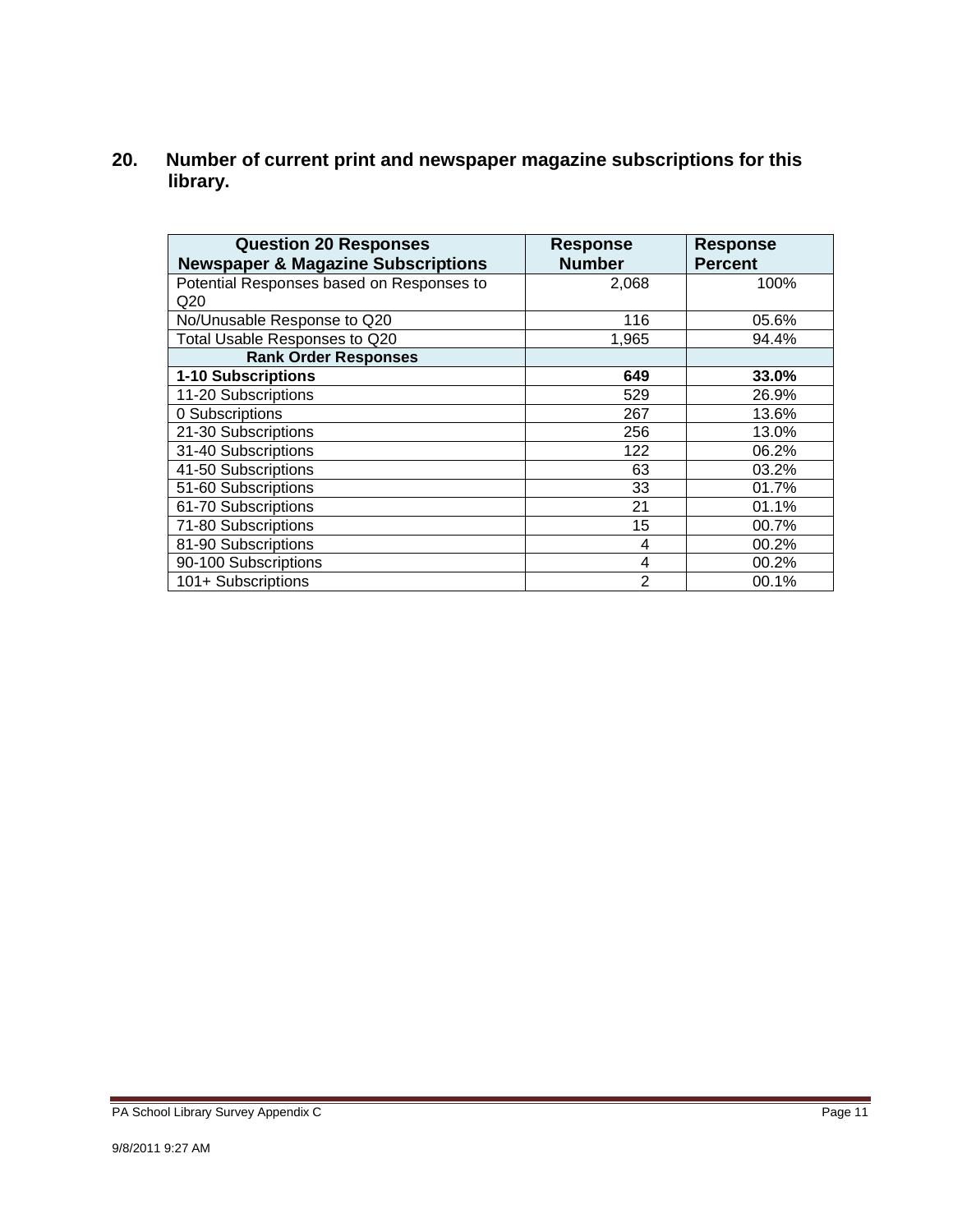## 20. Number of current print and newspaper magazine subscriptions for this library.

| Question 20 Responses Newspaper & Magazine Subscriptions | Response Number | Response Percent |
|---|---|---|
| Potential Responses based on Responses to Q20 | 2,068 | 100% |
| No/Unusable Response to Q20 | 116 | 05.6% |
| Total Usable Responses to Q20 | 1,965 | 94.4% |
| **Rank Order Responses** | | |
| **1-10 Subscriptions** | **649** | **33.0%** |
| 11-20 Subscriptions | 529 | 26.9% |
| 0 Subscriptions | 267 | 13.6% |
| 21-30 Subscriptions | 256 | 13.0% |
| 31-40 Subscriptions | 122 | 06.2% |
| 41-50 Subscriptions | 63 | 03.2% |
| 51-60 Subscriptions | 33 | 01.7% |
| 61-70 Subscriptions | 21 | 01.1% |
| 71-80 Subscriptions | 15 | 00.7% |
| 81-90 Subscriptions | 4 | 00.2% |
| 90-100 Subscriptions | 4 | 00.2% |
| 101+ Subscriptions | 2 | 00.1% |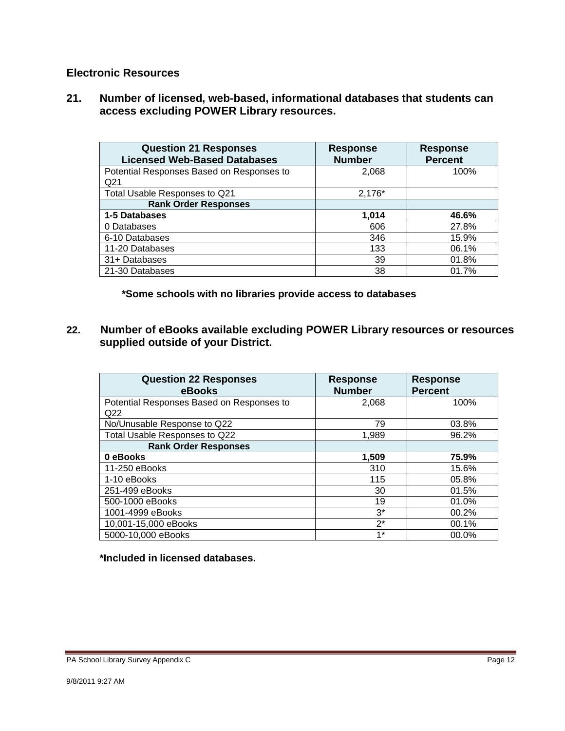## Electronic Resources

### 21. Number of licensed, web-based, informational databases that students can access excluding POWER Library resources.

| Question 21 Responses Licensed Web-Based Databases | Response Number | Response Percent |
|---|---|---|
| Potential Responses Based on Responses to Q21 | 2,068 | 100% |
| Total Usable Responses to Q21 | 2,176* | |
| **Rank Order Responses** | | |
| **1-5 Databases** | **1,014** | **46.6%** |
| 0 Databases | 606 | 27.8% |
| 6-10 Databases | 346 | 15.9% |
| 11-20 Databases | 133 | 06.1% |
| 31+ Databases | 39 | 01.8% |
| 21-30 Databases | 38 | 01.7% |

**\*Some schools with no libraries provide access to databases**

### 22. Number of eBooks available excluding POWER Library resources or resources supplied outside of your District.

| Question 22 Responses eBooks | Response Number | Response Percent |
|---|---|---|
| Potential Responses Based on Responses to Q22 | 2,068 | 100% |
| No/Unusable Response to Q22 | 79 | 03.8% |
| Total Usable Responses to Q22 | 1,989 | 96.2% |
| **Rank Order Responses** | | |
| **0 eBooks** | **1,509** | **75.9%** |
| 11-250 eBooks | 310 | 15.6% |
| 1-10 eBooks | 115 | 05.8% |
| 251-499 eBooks | 30 | 01.5% |
| 500-1000 eBooks | 19 | 01.0% |
| 1001-4999 eBooks | 3* | 00.2% |
| 10,001-15,000 eBooks | 2* | 00.1% |
| 5000-10,000 eBooks | 1* | 00.0% |

**\*Included in licensed databases.**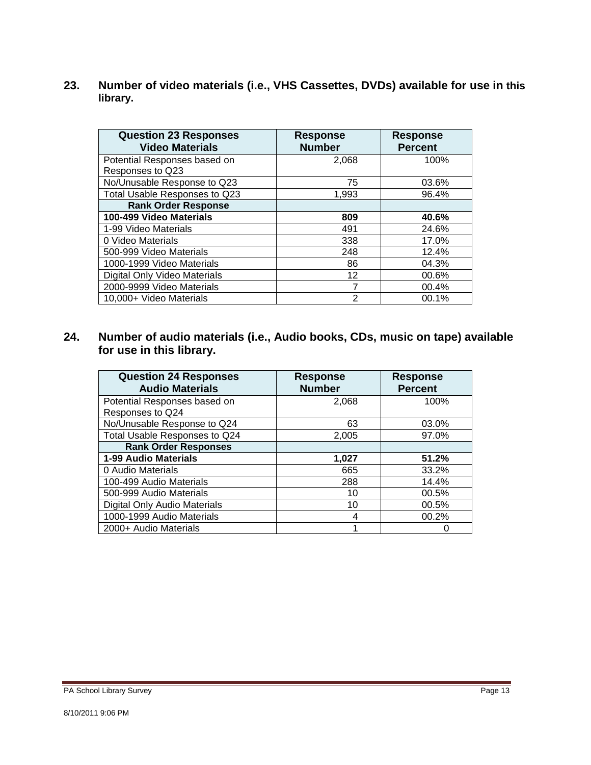## 23. Number of video materials (i.e., VHS Cassettes, DVDs) available for use in this library.

| Question 23 Responses Video Materials | Response Number | Response Percent |
|---|---|---|
| Potential Responses based on Responses to Q23 | 2,068 | 100% |
| No/Unusable Response to Q23 | 75 | 03.6% |
| Total Usable Responses to Q23 | 1,993 | 96.4% |
| **Rank Order Response** | | |
| **100-499 Video Materials** | **809** | **40.6%** |
| 1-99 Video Materials | 491 | 24.6% |
| 0 Video Materials | 338 | 17.0% |
| 500-999 Video Materials | 248 | 12.4% |
| 1000-1999 Video Materials | 86 | 04.3% |
| Digital Only Video Materials | 12 | 00.6% |
| 2000-9999 Video Materials | 7 | 00.4% |
| 10,000+ Video Materials | 2 | 00.1% |

## 24. Number of audio materials (i.e., Audio books, CDs, music on tape) available for use in this library.

| Question 24 Responses Audio Materials | Response Number | Response Percent |
|---|---|---|
| Potential Responses based on Responses to Q24 | 2,068 | 100% |
| No/Unusable Response to Q24 | 63 | 03.0% |
| Total Usable Responses to Q24 | 2,005 | 97.0% |
| **Rank Order Responses** | | |
| **1-99 Audio Materials** | **1,027** | **51.2%** |
| 0 Audio Materials | 665 | 33.2% |
| 100-499 Audio Materials | 288 | 14.4% |
| 500-999 Audio Materials | 10 | 00.5% |
| Digital Only Audio Materials | 10 | 00.5% |
| 1000-1999 Audio Materials | 4 | 00.2% |
| 2000+ Audio Materials | 1 | 0 |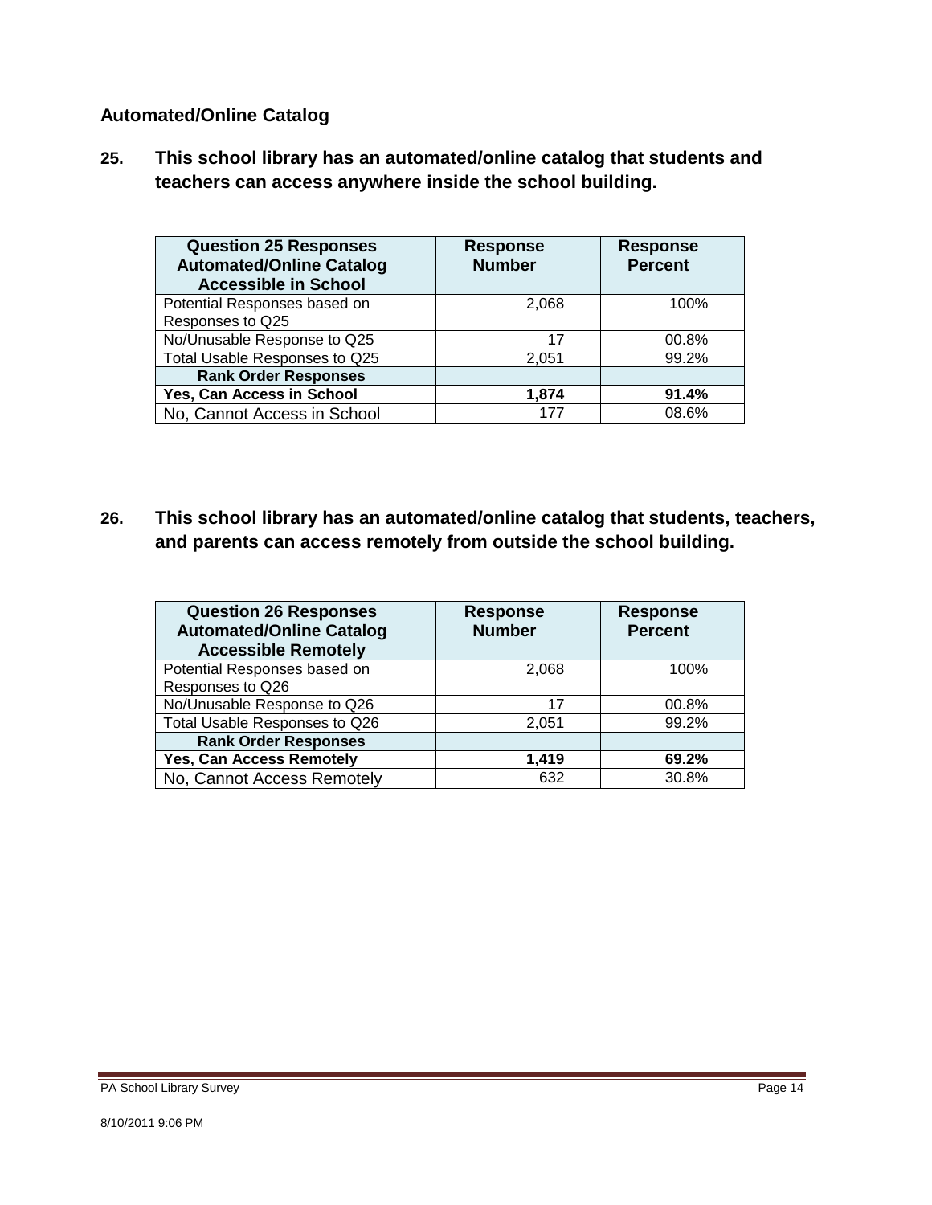### Automated/Online Catalog

**25. This school library has an automated/online catalog that students and teachers can access anywhere inside the school building.**

| Question 25 Responses Automated/Online Catalog Accessible in School | Response Number | Response Percent |
|---|---|---|
| Potential Responses based on Responses to Q25 | 2,068 | 100% |
| No/Unusable Response to Q25 | 17 | 00.8% |
| Total Usable Responses to Q25 | 2,051 | 99.2% |
| **Rank Order Responses** | | |
| **Yes, Can Access in School** | **1,874** | **91.4%** |
| No, Cannot Access in School | 177 | 08.6% |

**26. This school library has an automated/online catalog that students, teachers, and parents can access remotely from outside the school building.**

| Question 26 Responses Automated/Online Catalog Accessible Remotely | Response Number | Response Percent |
|---|---|---|
| Potential Responses based on Responses to Q26 | 2,068 | 100% |
| No/Unusable Response to Q26 | 17 | 00.8% |
| Total Usable Responses to Q26 | 2,051 | 99.2% |
| **Rank Order Responses** | | |
| **Yes, Can Access Remotely** | **1,419** | **69.2%** |
| No, Cannot Access Remotely | 632 | 30.8% |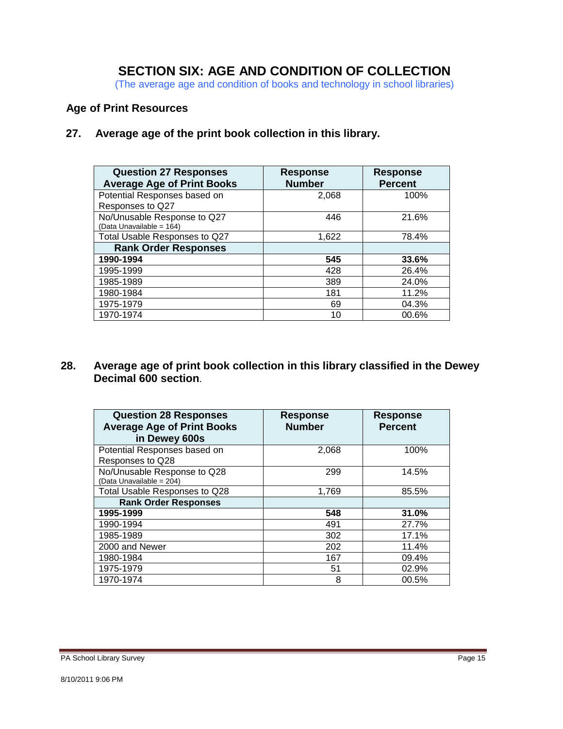# SECTION SIX: AGE AND CONDITION OF COLLECTION

(The average age and condition of books and technology in school libraries)

## Age of Print Resources

### 27. Average age of the print book collection in this library.

| Question 27 Responses Average Age of Print Books | Response Number | Response Percent |
|---|---|---|
| Potential Responses based on Responses to Q27 | 2,068 | 100% |
| No/Unusable Response to Q27 (Data Unavailable = 164) | 446 | 21.6% |
| Total Usable Responses to Q27 | 1,622 | 78.4% |
| **Rank Order Responses** | | |
| **1990-1994** | **545** | **33.6%** |
| 1995-1999 | 428 | 26.4% |
| 1985-1989 | 389 | 24.0% |
| 1980-1984 | 181 | 11.2% |
| 1975-1979 | 69 | 04.3% |
| 1970-1974 | 10 | 00.6% |

### 28. Average age of print book collection in this library classified in the Dewey Decimal 600 section.

| Question 28 Responses Average Age of Print Books in Dewey 600s | Response Number | Response Percent |
|---|---|---|
| Potential Responses based on Responses to Q28 | 2,068 | 100% |
| No/Unusable Response to Q28 (Data Unavailable = 204) | 299 | 14.5% |
| Total Usable Responses to Q28 | 1,769 | 85.5% |
| **Rank Order Responses** | | |
| **1995-1999** | **548** | **31.0%** |
| 1990-1994 | 491 | 27.7% |
| 1985-1989 | 302 | 17.1% |
| 2000 and Newer | 202 | 11.4% |
| 1980-1984 | 167 | 09.4% |
| 1975-1979 | 51 | 02.9% |
| 1970-1974 | 8 | 00.5% |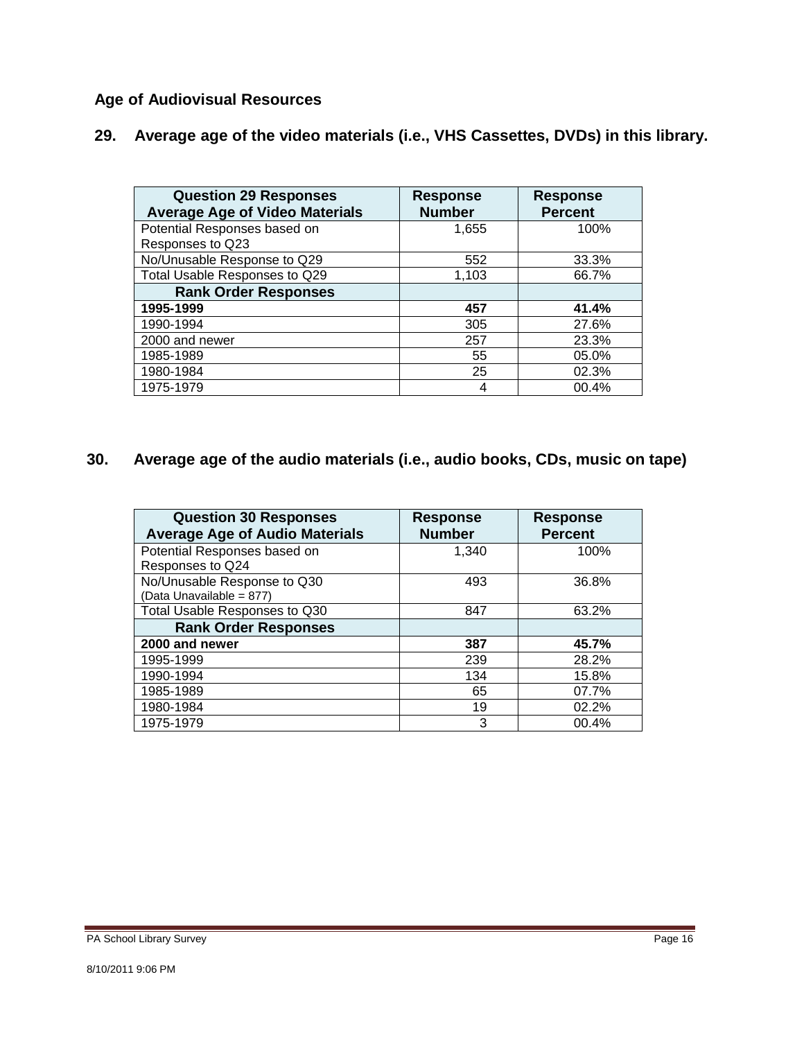## Age of Audiovisual Resources

### 29. Average age of the video materials (i.e., VHS Cassettes, DVDs) in this library.

| Question 29 Responses Average Age of Video Materials | Response Number | Response Percent |
|---|---|---|
| Potential Responses based on Responses to Q23 | 1,655 | 100% |
| No/Unusable Response to Q29 | 552 | 33.3% |
| Total Usable Responses to Q29 | 1,103 | 66.7% |
| **Rank Order Responses** | | |
| **1995-1999** | **457** | **41.4%** |
| 1990-1994 | 305 | 27.6% |
| 2000 and newer | 257 | 23.3% |
| 1985-1989 | 55 | 05.0% |
| 1980-1984 | 25 | 02.3% |
| 1975-1979 | 4 | 00.4% |

### 30. Average age of the audio materials (i.e., audio books, CDs, music on tape)

| Question 30 Responses Average Age of Audio Materials | Response Number | Response Percent |
|---|---|---|
| Potential Responses based on Responses to Q24 | 1,340 | 100% |
| No/Unusable Response to Q30 (Data Unavailable = 877) | 493 | 36.8% |
| Total Usable Responses to Q30 | 847 | 63.2% |
| **Rank Order Responses** | | |
| **2000 and newer** | **387** | **45.7%** |
| 1995-1999 | 239 | 28.2% |
| 1990-1994 | 134 | 15.8% |
| 1985-1989 | 65 | 07.7% |
| 1980-1984 | 19 | 02.2% |
| 1975-1979 | 3 | 00.4% |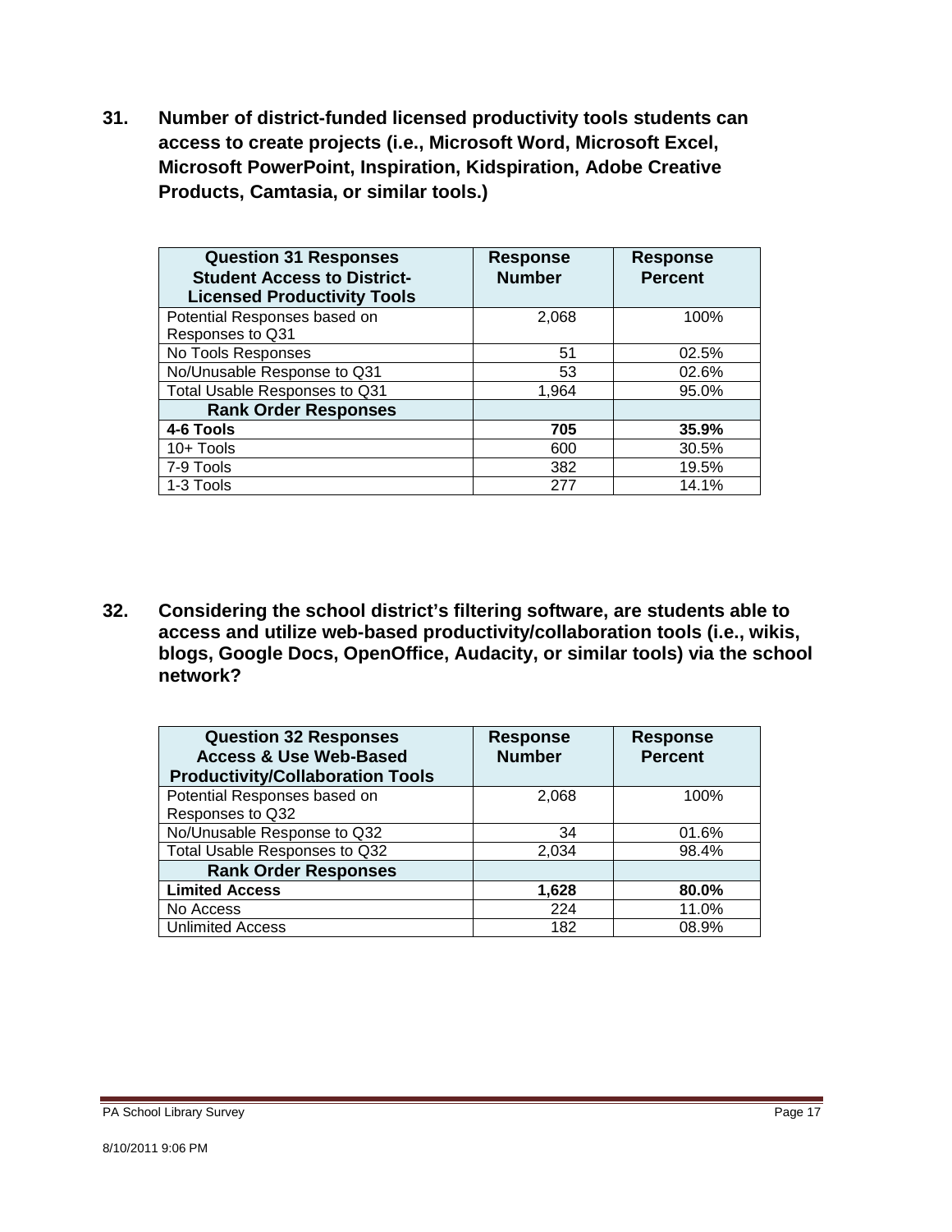**31. Number of district-funded licensed productivity tools students can access to create projects (i.e., Microsoft Word, Microsoft Excel, Microsoft PowerPoint, Inspiration, Kidspiration, Adobe Creative Products, Camtasia, or similar tools.)**

| Question 31 Responses Student Access to District-Licensed Productivity Tools | Response Number | Response Percent |
|---|---|---|
| Potential Responses based on Responses to Q31 | 2,068 | 100% |
| No Tools Responses | 51 | 02.5% |
| No/Unusable Response to Q31 | 53 | 02.6% |
| Total Usable Responses to Q31 | 1,964 | 95.0% |
| **Rank Order Responses** | | |
| **4-6 Tools** | **705** | **35.9%** |
| 10+ Tools | 600 | 30.5% |
| 7-9 Tools | 382 | 19.5% |
| 1-3 Tools | 277 | 14.1% |

**32. Considering the school district's filtering software, are students able to access and utilize web-based productivity/collaboration tools (i.e., wikis, blogs, Google Docs, OpenOffice, Audacity, or similar tools) via the school network?**

| Question 32 Responses Access & Use Web-Based Productivity/Collaboration Tools | Response Number | Response Percent |
|---|---|---|
| Potential Responses based on Responses to Q32 | 2,068 | 100% |
| No/Unusable Response to Q32 | 34 | 01.6% |
| Total Usable Responses to Q32 | 2,034 | 98.4% |
| **Rank Order Responses** | | |
| **Limited Access** | **1,628** | **80.0%** |
| No Access | 224 | 11.0% |
| Unlimited Access | 182 | 08.9% |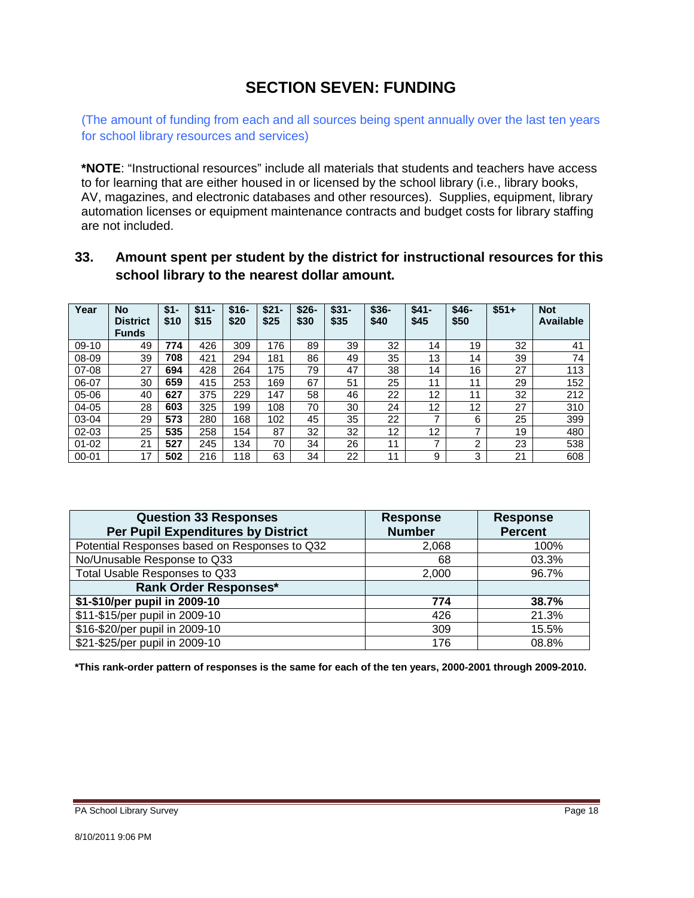# SECTION SEVEN: FUNDING

(The amount of funding from each and all sources being spent annually over the last ten years for school library resources and services)

***NOTE**: "Instructional resources" include all materials that students and teachers have access to for learning that are either housed in or licensed by the school library (i.e., library books, AV, magazines, and electronic databases and other resources). Supplies, equipment, library automation licenses or equipment maintenance contracts and budget costs for library staffing are not included.

### 33. Amount spent per student by the district for instructional resources for this school library to the nearest dollar amount.

| Year | No District Funds | $1-$10 | $11-$15 | $16-$20 | $21-$25 | $26-$30 | $31-$35 | $36-$40 | $41-$45 | $46-$50 | $51+ | Not Available |
|---|---|---|---|---|---|---|---|---|---|---|---|---|
| 09-10 | 49 | **774** | 426 | 309 | 176 | 89 | 39 | 32 | 14 | 19 | 32 | 41 |
| 08-09 | 39 | **708** | 421 | 294 | 181 | 86 | 49 | 35 | 13 | 14 | 39 | 74 |
| 07-08 | 27 | **694** | 428 | 264 | 175 | 79 | 47 | 38 | 14 | 16 | 27 | 113 |
| 06-07 | 30 | **659** | 415 | 253 | 169 | 67 | 51 | 25 | 11 | 11 | 29 | 152 |
| 05-06 | 40 | **627** | 375 | 229 | 147 | 58 | 46 | 22 | 12 | 11 | 32 | 212 |
| 04-05 | 28 | **603** | 325 | 199 | 108 | 70 | 30 | 24 | 12 | 12 | 27 | 310 |
| 03-04 | 29 | **573** | 280 | 168 | 102 | 45 | 35 | 22 | 7 | 6 | 25 | 399 |
| 02-03 | 25 | **535** | 258 | 154 | 87 | 32 | 32 | 12 | 12 | 7 | 19 | 480 |
| 01-02 | 21 | **527** | 245 | 134 | 70 | 34 | 26 | 11 | 7 | 2 | 23 | 538 |
| 00-01 | 17 | **502** | 216 | 118 | 63 | 34 | 22 | 11 | 9 | 3 | 21 | 608 |

| Question 33 Responses Per Pupil Expenditures by District | Response Number | Response Percent |
|---|---|---|
| Potential Responses based on Responses to Q32 | 2,068 | 100% |
| No/Unusable Response to Q33 | 68 | 03.3% |
| Total Usable Responses to Q33 | 2,000 | 96.7% |
| **Rank Order Responses*** | | |
| **$1-$10/per pupil in 2009-10** | **774** | **38.7%** |
| $11-$15/per pupil in 2009-10 | 426 | 21.3% |
| $16-$20/per pupil in 2009-10 | 309 | 15.5% |
| $21-$25/per pupil in 2009-10 | 176 | 08.8% |

***This rank-order pattern of responses is the same for each of the ten years, 2000-2001 through 2009-2010.**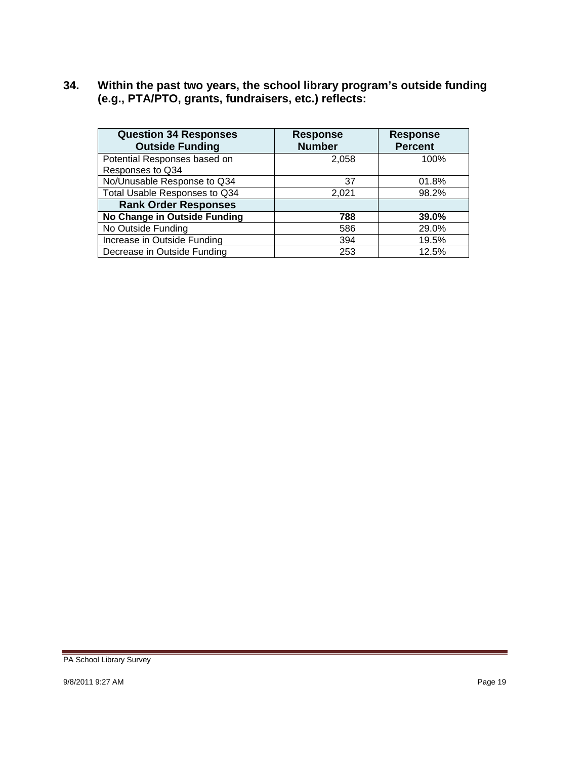**34. Within the past two years, the school library program's outside funding (e.g., PTA/PTO, grants, fundraisers, etc.) reflects:**

| Question 34 Responses Outside Funding | Response Number | Response Percent |
|---|---|---|
| Potential Responses based on Responses to Q34 | 2,058 | 100% |
| No/Unusable Response to Q34 | 37 | 01.8% |
| Total Usable Responses to Q34 | 2,021 | 98.2% |
| **Rank Order Responses** | | |
| **No Change in Outside Funding** | **788** | **39.0%** |
| No Outside Funding | 586 | 29.0% |
| Increase in Outside Funding | 394 | 19.5% |
| Decrease in Outside Funding | 253 | 12.5% |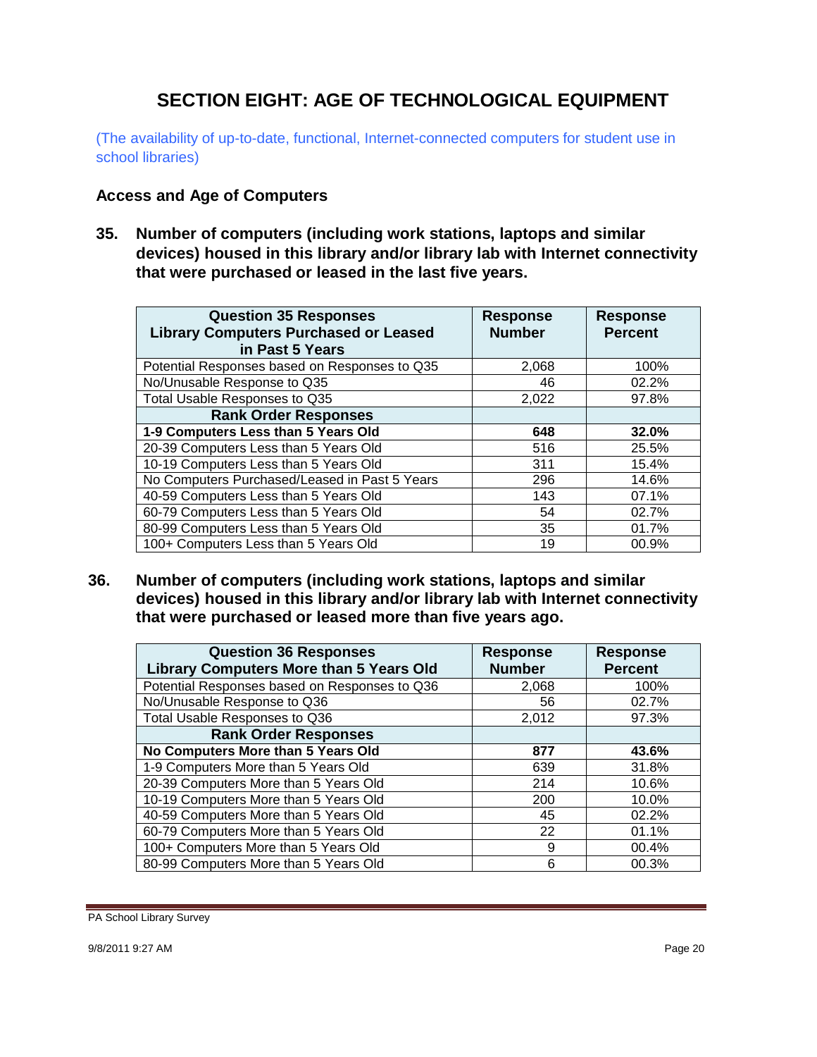# SECTION EIGHT: AGE OF TECHNOLOGICAL EQUIPMENT

(The availability of up-to-date, functional, Internet-connected computers for student use in school libraries)

### Access and Age of Computers

**35. Number of computers (including work stations, laptops and similar devices) housed in this library and/or library lab with Internet connectivity that were purchased or leased in the last five years.**

| Question 35 Responses<br>Library Computers Purchased or Leased in Past 5 Years | Response Number | Response Percent |
|---|---|---|
| Potential Responses based on Responses to Q35 | 2,068 | 100% |
| No/Unusable Response to Q35 | 46 | 02.2% |
| Total Usable Responses to Q35 | 2,022 | 97.8% |
| **Rank Order Responses** | | |
| **1-9 Computers Less than 5 Years Old** | **648** | **32.0%** |
| 20-39 Computers Less than 5 Years Old | 516 | 25.5% |
| 10-19 Computers Less than 5 Years Old | 311 | 15.4% |
| No Computers Purchased/Leased in Past 5 Years | 296 | 14.6% |
| 40-59 Computers Less than 5 Years Old | 143 | 07.1% |
| 60-79 Computers Less than 5 Years Old | 54 | 02.7% |
| 80-99 Computers Less than 5 Years Old | 35 | 01.7% |
| 100+ Computers Less than 5 Years Old | 19 | 00.9% |

**36. Number of computers (including work stations, laptops and similar devices) housed in this library and/or library lab with Internet connectivity that were purchased or leased more than five years ago.**

| Question 36 Responses<br>Library Computers More than 5 Years Old | Response Number | Response Percent |
|---|---|---|
| Potential Responses based on Responses to Q36 | 2,068 | 100% |
| No/Unusable Response to Q36 | 56 | 02.7% |
| Total Usable Responses to Q36 | 2,012 | 97.3% |
| **Rank Order Responses** | | |
| **No Computers More than 5 Years Old** | **877** | **43.6%** |
| 1-9 Computers More than 5 Years Old | 639 | 31.8% |
| 20-39 Computers More than 5 Years Old | 214 | 10.6% |
| 10-19 Computers More than 5 Years Old | 200 | 10.0% |
| 40-59 Computers More than 5 Years Old | 45 | 02.2% |
| 60-79 Computers More than 5 Years Old | 22 | 01.1% |
| 100+ Computers More than 5 Years Old | 9 | 00.4% |
| 80-99 Computers More than 5 Years Old | 6 | 00.3% |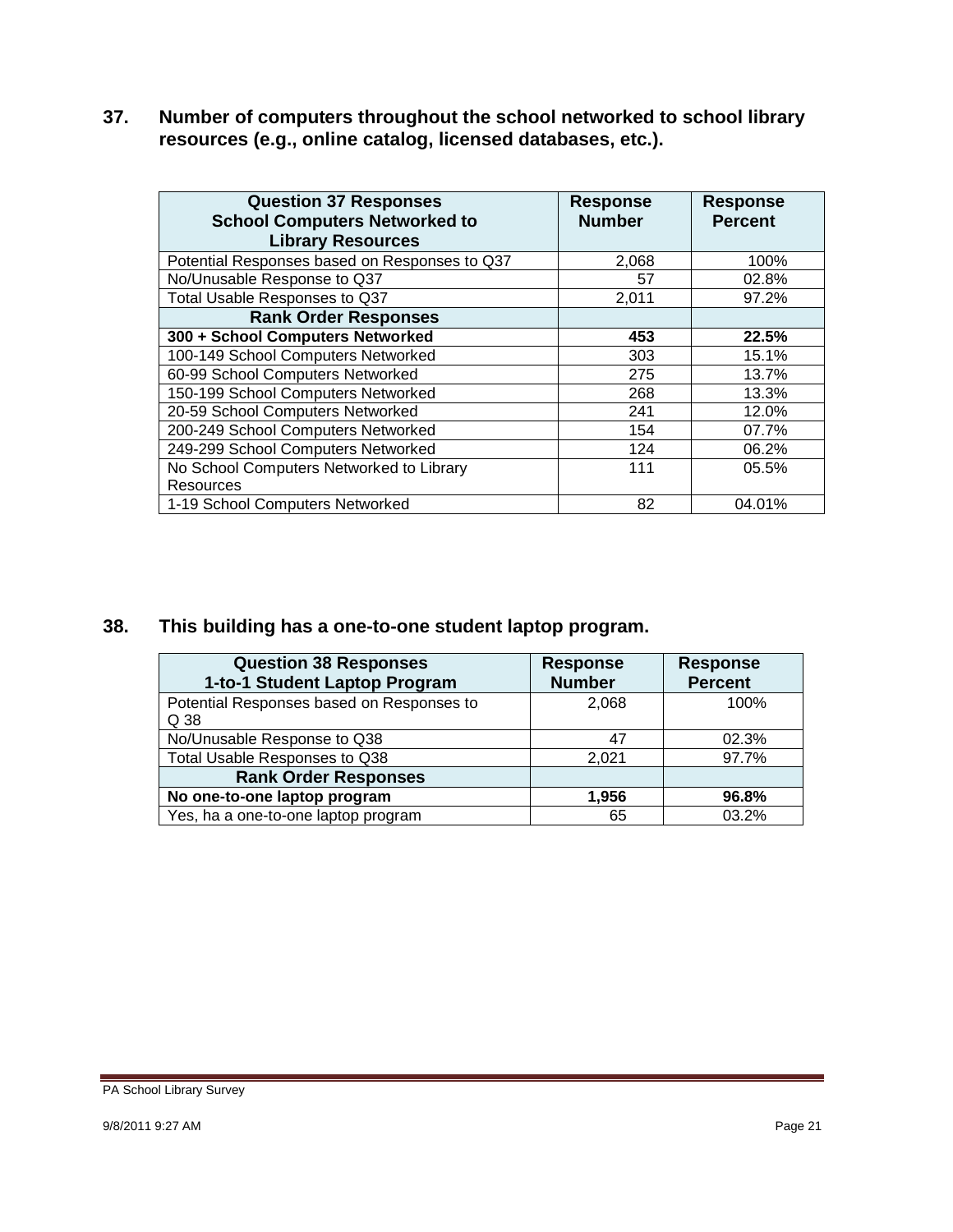**37. Number of computers throughout the school networked to school library resources (e.g., online catalog, licensed databases, etc.).**

| Question 37 Responses School Computers Networked to Library Resources | Response Number | Response Percent |
|---|---|---|
| Potential Responses based on Responses to Q37 | 2,068 | 100% |
| No/Unusable Response to Q37 | 57 | 02.8% |
| Total Usable Responses to Q37 | 2,011 | 97.2% |
| **Rank Order Responses** | | |
| **300 + School Computers Networked** | **453** | **22.5%** |
| 100-149 School Computers Networked | 303 | 15.1% |
| 60-99 School Computers Networked | 275 | 13.7% |
| 150-199 School Computers Networked | 268 | 13.3% |
| 20-59 School Computers Networked | 241 | 12.0% |
| 200-249 School Computers Networked | 154 | 07.7% |
| 249-299 School Computers Networked | 124 | 06.2% |
| No School Computers Networked to Library Resources | 111 | 05.5% |
| 1-19 School Computers Networked | 82 | 04.01% |

**38. This building has a one-to-one student laptop program.**

| Question 38 Responses 1-to-1 Student Laptop Program | Response Number | Response Percent |
|---|---|---|
| Potential Responses based on Responses to Q 38 | 2,068 | 100% |
| No/Unusable Response to Q38 | 47 | 02.3% |
| Total Usable Responses to Q38 | 2,021 | 97.7% |
| **Rank Order Responses** | | |
| **No one-to-one laptop program** | **1,956** | **96.8%** |
| Yes, ha a one-to-one laptop program | 65 | 03.2% |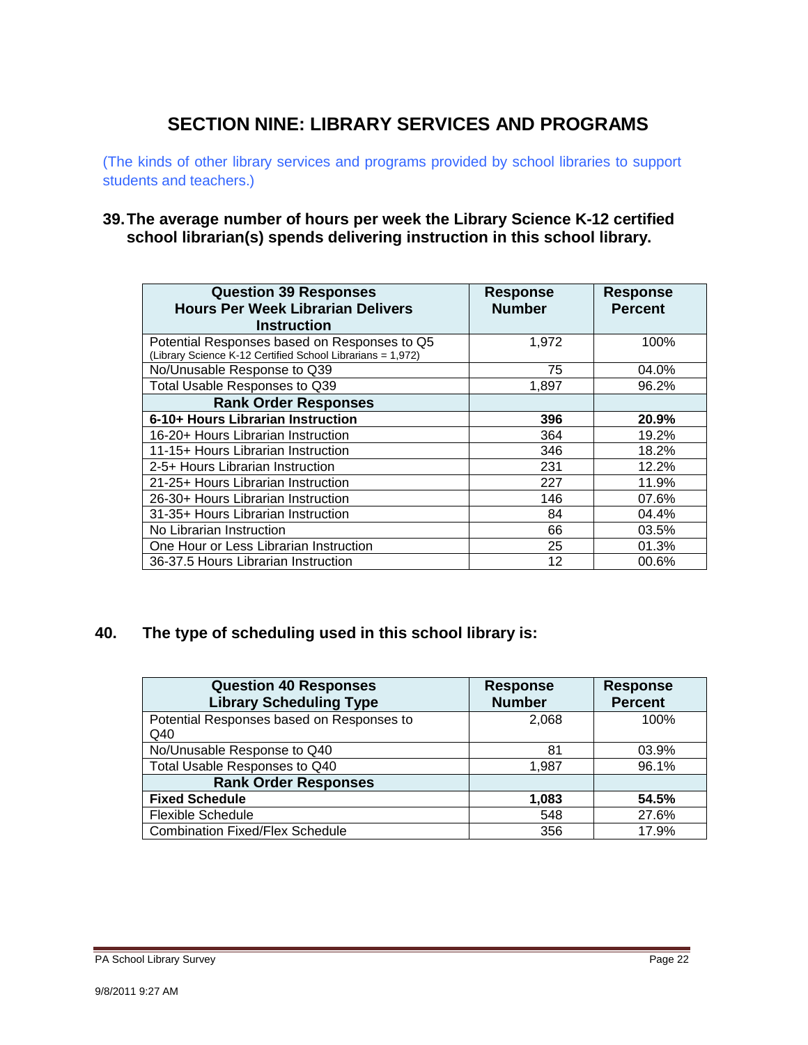# SECTION NINE: LIBRARY SERVICES AND PROGRAMS

(The kinds of other library services and programs provided by school libraries to support students and teachers.)

### 39. The average number of hours per week the Library Science K-12 certified school librarian(s) spends delivering instruction in this school library.

| Question 39 Responses<br>Hours Per Week Librarian Delivers Instruction | Response Number | Response Percent |
|---|---|---|
| Potential Responses based on Responses to Q5<br>(Library Science K-12 Certified School Librarians = 1,972) | 1,972 | 100% |
| No/Unusable Response to Q39 | 75 | 04.0% |
| Total Usable Responses to Q39 | 1,897 | 96.2% |
| **Rank Order Responses** | | |
| **6-10+ Hours Librarian Instruction** | **396** | **20.9%** |
| 16-20+ Hours Librarian Instruction | 364 | 19.2% |
| 11-15+ Hours Librarian Instruction | 346 | 18.2% |
| 2-5+ Hours Librarian Instruction | 231 | 12.2% |
| 21-25+ Hours Librarian Instruction | 227 | 11.9% |
| 26-30+ Hours Librarian Instruction | 146 | 07.6% |
| 31-35+ Hours Librarian Instruction | 84 | 04.4% |
| No Librarian Instruction | 66 | 03.5% |
| One Hour or Less Librarian Instruction | 25 | 01.3% |
| 36-37.5 Hours Librarian Instruction | 12 | 00.6% |

### 40. The type of scheduling used in this school library is:

| Question 40 Responses<br>Library Scheduling Type | Response Number | Response Percent |
|---|---|---|
| Potential Responses based on Responses to Q40 | 2,068 | 100% |
| No/Unusable Response to Q40 | 81 | 03.9% |
| Total Usable Responses to Q40 | 1,987 | 96.1% |
| **Rank Order Responses** | | |
| **Fixed Schedule** | **1,083** | **54.5%** |
| Flexible Schedule | 548 | 27.6% |
| Combination Fixed/Flex Schedule | 356 | 17.9% |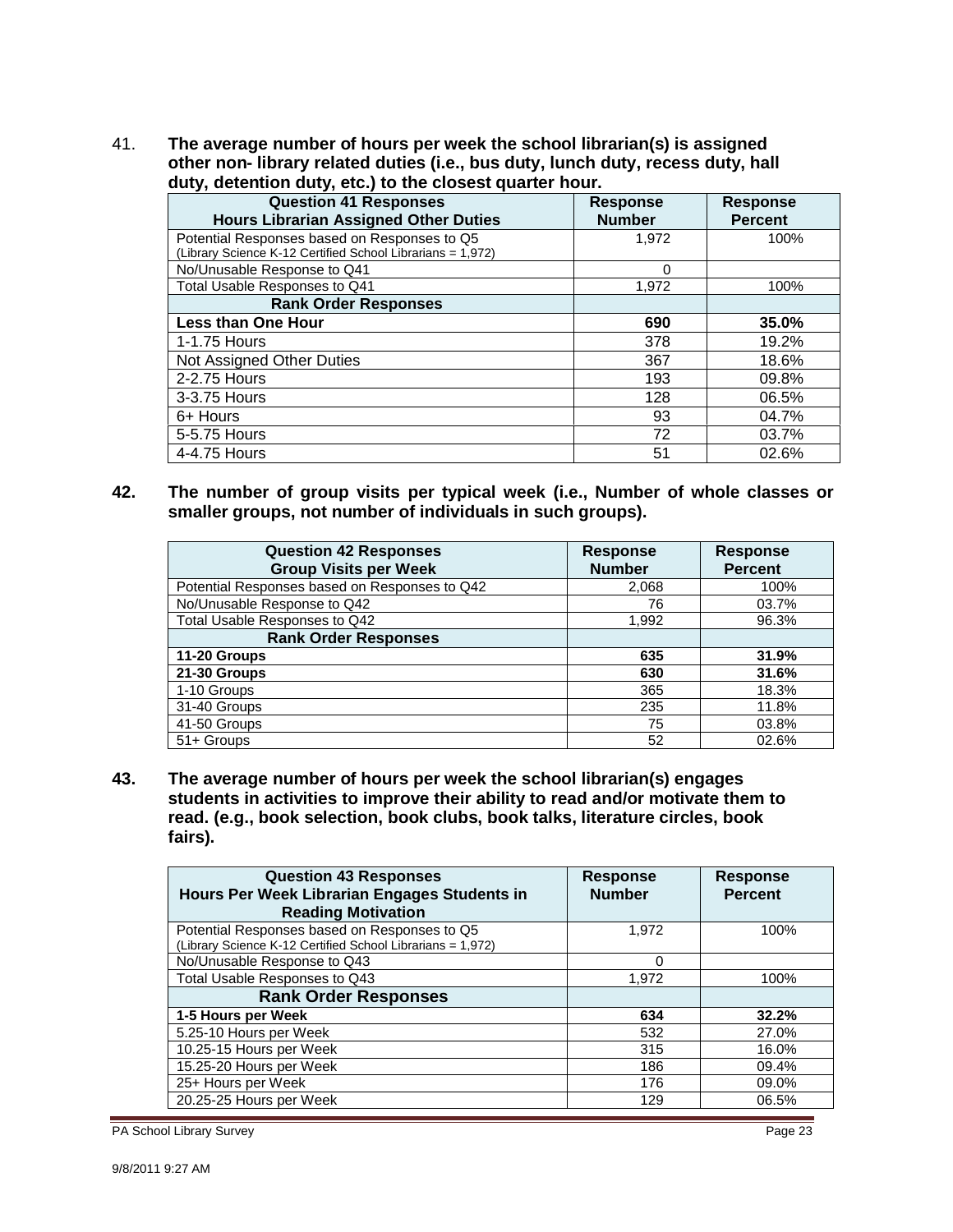41. **The average number of hours per week the school librarian(s) is assigned other non- library related duties (i.e., bus duty, lunch duty, recess duty, hall duty, detention duty, etc.) to the closest quarter hour.**

| Question 41 Responses<br>Hours Librarian Assigned Other Duties | Response Number | Response Percent |
|---|---|---|
| Potential Responses based on Responses to Q5<br>(Library Science K-12 Certified School Librarians = 1,972) | 1,972 | 100% |
| No/Unusable Response to Q41 | 0 | |
| Total Usable Responses to Q41 | 1,972 | 100% |
| **Rank Order Responses** | | |
| **Less than One Hour** | **690** | **35.0%** |
| 1-1.75 Hours | 378 | 19.2% |
| Not Assigned Other Duties | 367 | 18.6% |
| 2-2.75 Hours | 193 | 09.8% |
| 3-3.75 Hours | 128 | 06.5% |
| 6+ Hours | 93 | 04.7% |
| 5-5.75 Hours | 72 | 03.7% |
| 4-4.75 Hours | 51 | 02.6% |

**42. The number of group visits per typical week (i.e., Number of whole classes or smaller groups, not number of individuals in such groups).**

| Question 42 Responses<br>Group Visits per Week | Response Number | Response Percent |
|---|---|---|
| Potential Responses based on Responses to Q42 | 2,068 | 100% |
| No/Unusable Response to Q42 | 76 | 03.7% |
| Total Usable Responses to Q42 | 1,992 | 96.3% |
| **Rank Order Responses** | | |
| **11-20 Groups** | **635** | **31.9%** |
| **21-30 Groups** | **630** | **31.6%** |
| 1-10 Groups | 365 | 18.3% |
| 31-40 Groups | 235 | 11.8% |
| 41-50 Groups | 75 | 03.8% |
| 51+ Groups | 52 | 02.6% |

**43. The average number of hours per week the school librarian(s) engages students in activities to improve their ability to read and/or motivate them to read. (e.g., book selection, book clubs, book talks, literature circles, book fairs).**

| Question 43 Responses<br>Hours Per Week Librarian Engages Students in Reading Motivation | Response Number | Response Percent |
|---|---|---|
| Potential Responses based on Responses to Q5<br>(Library Science K-12 Certified School Librarians = 1,972) | 1,972 | 100% |
| No/Unusable Response to Q43 | 0 | |
| Total Usable Responses to Q43 | 1,972 | 100% |
| **Rank Order Responses** | | |
| **1-5 Hours per Week** | **634** | **32.2%** |
| 5.25-10 Hours per Week | 532 | 27.0% |
| 10.25-15 Hours per Week | 315 | 16.0% |
| 15.25-20 Hours per Week | 186 | 09.4% |
| 25+ Hours per Week | 176 | 09.0% |
| 20.25-25 Hours per Week | 129 | 06.5% |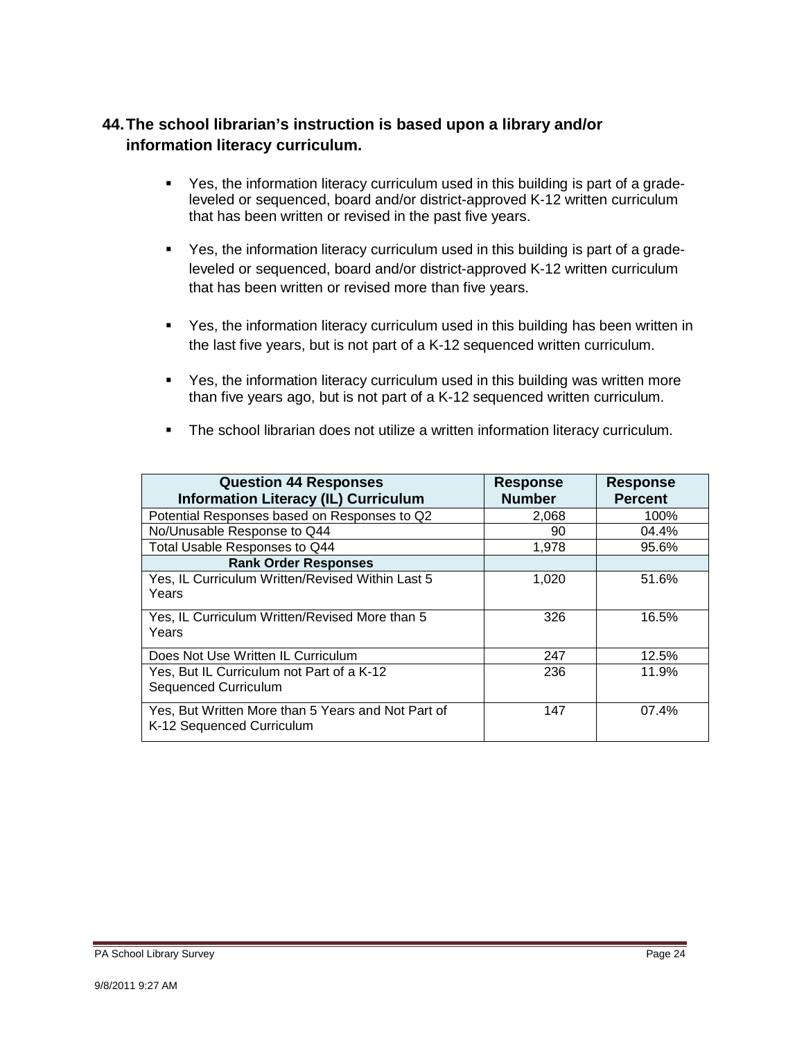## 44. The school librarian's instruction is based upon a library and/or information literacy curriculum.

- Yes, the information literacy curriculum used in this building is part of a grade-leveled or sequenced, board and/or district-approved K-12 written curriculum that has been written or revised in the past five years.
- Yes, the information literacy curriculum used in this building is part of a grade-leveled or sequenced, board and/or district-approved K-12 written curriculum that has been written or revised more than five years.
- Yes, the information literacy curriculum used in this building has been written in the last five years, but is not part of a K-12 sequenced written curriculum.
- Yes, the information literacy curriculum used in this building was written more than five years ago, but is not part of a K-12 sequenced written curriculum.
- The school librarian does not utilize a written information literacy curriculum.

| Question 44 Responses<br>Information Literacy (IL) Curriculum | Response Number | Response Percent |
|---|---|---|
| Potential Responses based on Responses to Q2 | 2,068 | 100% |
| No/Unusable Response to Q44 | 90 | 04.4% |
| Total Usable Responses to Q44 | 1,978 | 95.6% |
| **Rank Order Responses** | | |
| Yes, IL Curriculum Written/Revised Within Last 5 Years | 1,020 | 51.6% |
| Yes, IL Curriculum Written/Revised More than 5 Years | 326 | 16.5% |
| Does Not Use Written IL Curriculum | 247 | 12.5% |
| Yes, But IL Curriculum not Part of a K-12 Sequenced Curriculum | 236 | 11.9% |
| Yes, But Written More than 5 Years and Not Part of K-12 Sequenced Curriculum | 147 | 07.4% |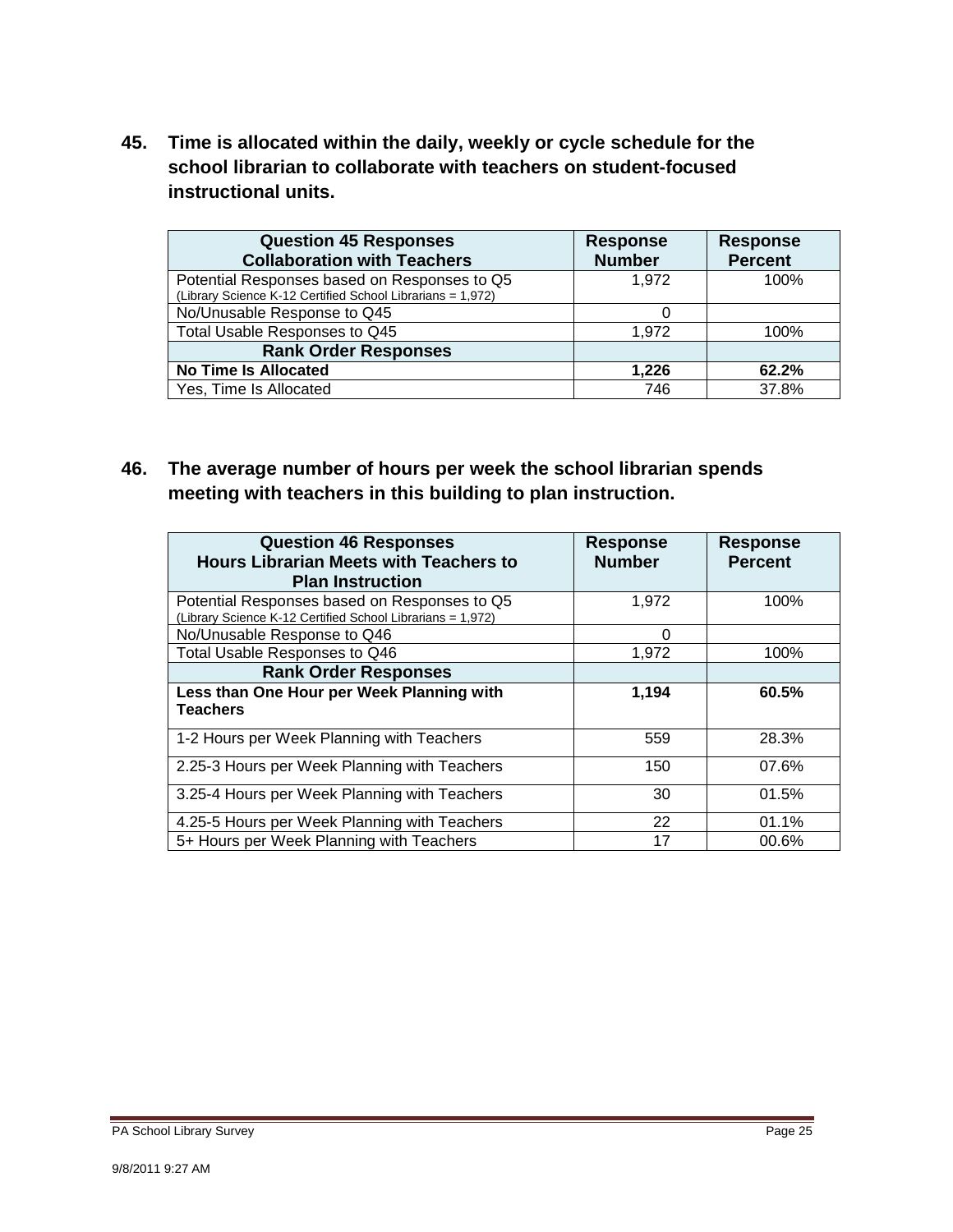**45. Time is allocated within the daily, weekly or cycle schedule for the school librarian to collaborate with teachers on student-focused instructional units.**

| Question 45 Responses<br>Collaboration with Teachers | Response Number | Response Percent |
|---|---|---|
| Potential Responses based on Responses to Q5<br>(Library Science K-12 Certified School Librarians = 1,972) | 1,972 | 100% |
| No/Unusable Response to Q45 | 0 | |
| Total Usable Responses to Q45 | 1,972 | 100% |
| **Rank Order Responses** | | |
| **No Time Is Allocated** | **1,226** | **62.2%** |
| Yes, Time Is Allocated | 746 | 37.8% |

**46. The average number of hours per week the school librarian spends meeting with teachers in this building to plan instruction.**

| Question 46 Responses<br>Hours Librarian Meets with Teachers to Plan Instruction | Response Number | Response Percent |
|---|---|---|
| Potential Responses based on Responses to Q5<br>(Library Science K-12 Certified School Librarians = 1,972) | 1,972 | 100% |
| No/Unusable Response to Q46 | 0 | |
| Total Usable Responses to Q46 | 1,972 | 100% |
| **Rank Order Responses** | | |
| **Less than One Hour per Week Planning with Teachers** | **1,194** | **60.5%** |
| 1-2 Hours per Week Planning with Teachers | 559 | 28.3% |
| 2.25-3 Hours per Week Planning with Teachers | 150 | 07.6% |
| 3.25-4 Hours per Week Planning with Teachers | 30 | 01.5% |
| 4.25-5 Hours per Week Planning with Teachers | 22 | 01.1% |
| 5+ Hours per Week Planning with Teachers | 17 | 00.6% |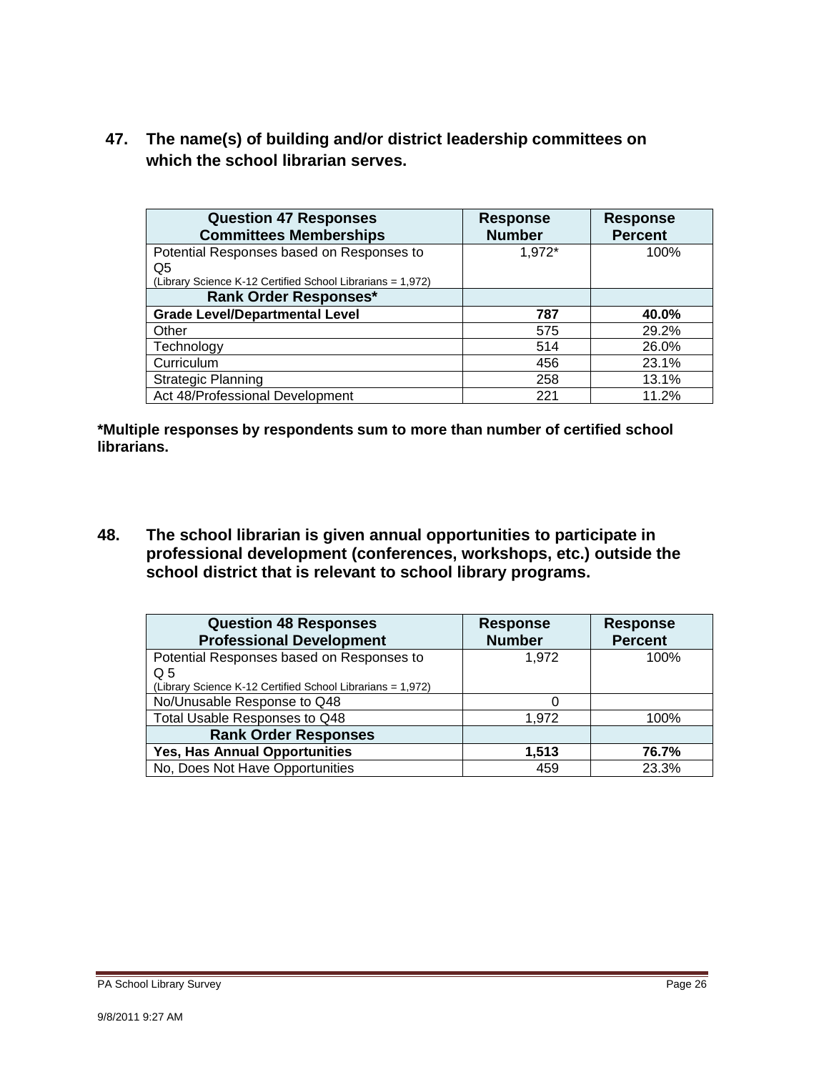**47. The name(s) of building and/or district leadership committees on which the school librarian serves.**

| Question 47 Responses Committees Memberships | Response Number | Response Percent |
|---|---|---|
| Potential Responses based on Responses to Q5 (Library Science K-12 Certified School Librarians = 1,972) | 1,972* | 100% |
| **Rank Order Responses*** | | |
| **Grade Level/Departmental Level** | **787** | **40.0%** |
| Other | 575 | 29.2% |
| Technology | 514 | 26.0% |
| Curriculum | 456 | 23.1% |
| Strategic Planning | 258 | 13.1% |
| Act 48/Professional Development | 221 | 11.2% |

**\*Multiple responses by respondents sum to more than number of certified school librarians.**

**48. The school librarian is given annual opportunities to participate in professional development (conferences, workshops, etc.) outside the school district that is relevant to school library programs.**

| Question 48 Responses Professional Development | Response Number | Response Percent |
|---|---|---|
| Potential Responses based on Responses to Q 5 (Library Science K-12 Certified School Librarians = 1,972) | 1,972 | 100% |
| No/Unusable Response to Q48 | 0 | |
| Total Usable Responses to Q48 | 1,972 | 100% |
| **Rank Order Responses** | | |
| **Yes, Has Annual Opportunities** | **1,513** | **76.7%** |
| No, Does Not Have Opportunities | 459 | 23.3% |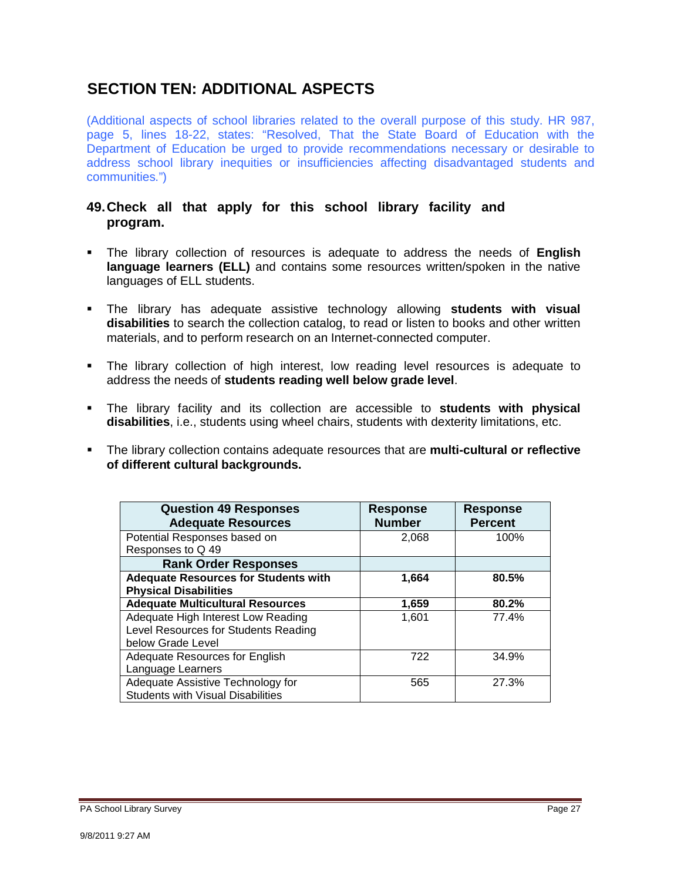## SECTION TEN: ADDITIONAL ASPECTS

(Additional aspects of school libraries related to the overall purpose of this study. HR 987, page 5, lines 18-22, states: "Resolved, That the State Board of Education with the Department of Education be urged to provide recommendations necessary or desirable to address school library inequities or insufficiencies affecting disadvantaged students and communities.")

### 49. Check all that apply for this school library facility and program.

- The library collection of resources is adequate to address the needs of **English language learners (ELL)** and contains some resources written/spoken in the native languages of ELL students.
- The library has adequate assistive technology allowing **students with visual disabilities** to search the collection catalog, to read or listen to books and other written materials, and to perform research on an Internet-connected computer.
- The library collection of high interest, low reading level resources is adequate to address the needs of **students reading well below grade level**.
- The library facility and its collection are accessible to **students with physical disabilities**, i.e., students using wheel chairs, students with dexterity limitations, etc.
- The library collection contains adequate resources that are **multi-cultural or reflective of different cultural backgrounds.**

| Question 49 Responses Adequate Resources | Response Number | Response Percent |
|---|---|---|
| Potential Responses based on Responses to Q 49 | 2,068 | 100% |
| **Rank Order Responses** | | |
| **Adequate Resources for Students with Physical Disabilities** | **1,664** | **80.5%** |
| **Adequate Multicultural Resources** | **1,659** | **80.2%** |
| Adequate High Interest Low Reading Level Resources for Students Reading below Grade Level | 1,601 | 77.4% |
| Adequate Resources for English Language Learners | 722 | 34.9% |
| Adequate Assistive Technology for Students with Visual Disabilities | 565 | 27.3% |